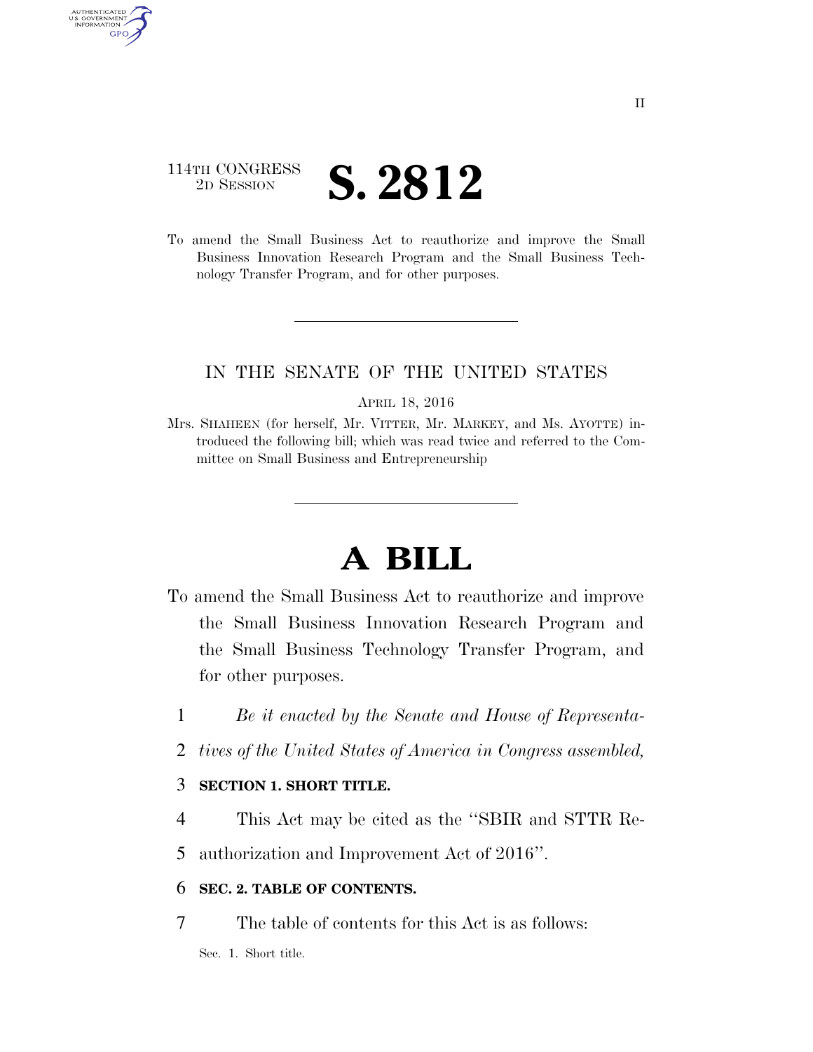114TH CONGRESS
2D SESSION

# S. 2812

To amend the Small Business Act to reauthorize and improve the Small Business Innovation Research Program and the Small Business Technology Transfer Program, and for other purposes.

IN THE SENATE OF THE UNITED STATES

APRIL 18, 2016

Mrs. SHAHEEN (for herself, Mr. VITTER, Mr. MARKEY, and Ms. AYOTTE) introduced the following bill; which was read twice and referred to the Committee on Small Business and Entrepreneurship

# A BILL

To amend the Small Business Act to reauthorize and improve the Small Business Innovation Research Program and the Small Business Technology Transfer Program, and for other purposes.

1 *Be it enacted by the Senate and House of Representa-*
2 *tives of the United States of America in Congress assembled,*

3 **SECTION 1. SHORT TITLE.**

4 This Act may be cited as the ''SBIR and STTR Re-
5 authorization and Improvement Act of 2016''.

6 **SEC. 2. TABLE OF CONTENTS.**

7 The table of contents for this Act is as follows:

Sec. 1. Short title.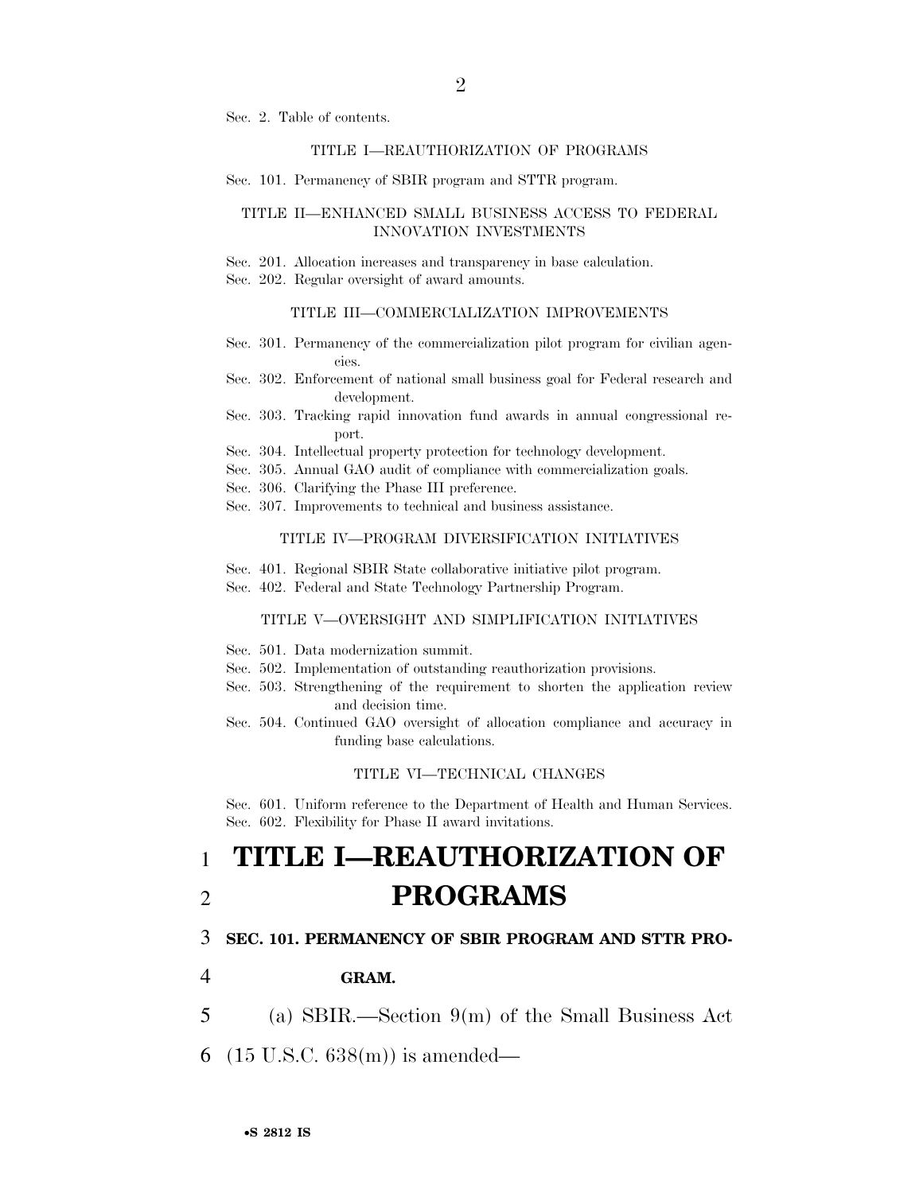Sec. 2. Table of contents.

TITLE I—REAUTHORIZATION OF PROGRAMS

Sec. 101. Permanency of SBIR program and STTR program.

TITLE II—ENHANCED SMALL BUSINESS ACCESS TO FEDERAL INNOVATION INVESTMENTS

Sec. 201. Allocation increases and transparency in base calculation.
Sec. 202. Regular oversight of award amounts.

TITLE III—COMMERCIALIZATION IMPROVEMENTS

Sec. 301. Permanency of the commercialization pilot program for civilian agencies.
Sec. 302. Enforcement of national small business goal for Federal research and development.
Sec. 303. Tracking rapid innovation fund awards in annual congressional report.
Sec. 304. Intellectual property protection for technology development.
Sec. 305. Annual GAO audit of compliance with commercialization goals.
Sec. 306. Clarifying the Phase III preference.
Sec. 307. Improvements to technical and business assistance.

TITLE IV—PROGRAM DIVERSIFICATION INITIATIVES

Sec. 401. Regional SBIR State collaborative initiative pilot program.
Sec. 402. Federal and State Technology Partnership Program.

TITLE V—OVERSIGHT AND SIMPLIFICATION INITIATIVES

Sec. 501. Data modernization summit.
Sec. 502. Implementation of outstanding reauthorization provisions.
Sec. 503. Strengthening of the requirement to shorten the application review and decision time.
Sec. 504. Continued GAO oversight of allocation compliance and accuracy in funding base calculations.

TITLE VI—TECHNICAL CHANGES

Sec. 601. Uniform reference to the Department of Health and Human Services.
Sec. 602. Flexibility for Phase II award invitations.

# TITLE I—REAUTHORIZATION OF PROGRAMS

**SEC. 101. PERMANENCY OF SBIR PROGRAM AND STTR PROGRAM.**

(a) SBIR.—Section 9(m) of the Small Business Act (15 U.S.C. 638(m)) is amended—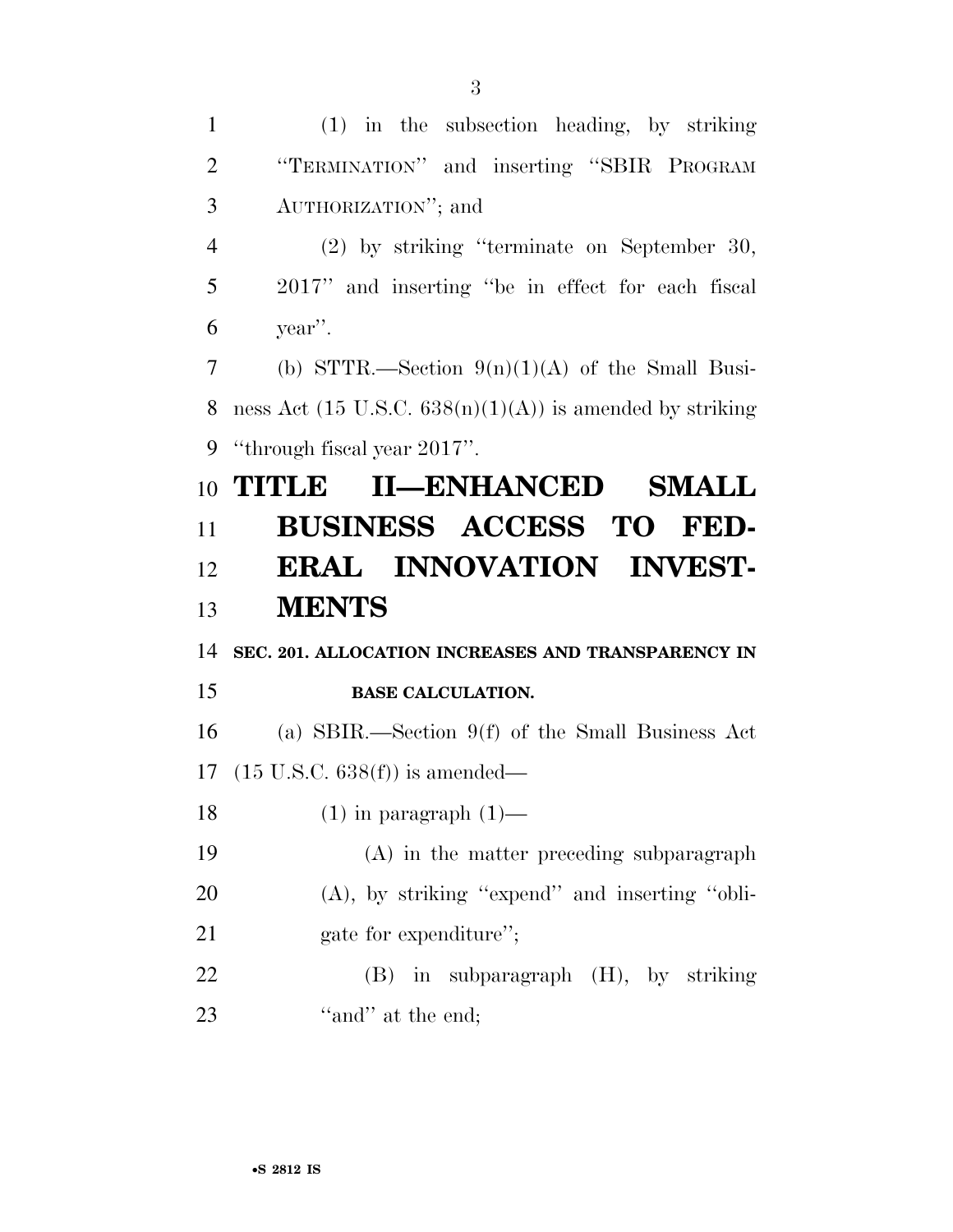(1) in the subsection heading, by striking "TERMINATION" and inserting "SBIR PROGRAM AUTHORIZATION"; and

(2) by striking "terminate on September 30, 2017" and inserting "be in effect for each fiscal year".

(b) STTR.—Section 9(n)(1)(A) of the Small Business Act (15 U.S.C. 638(n)(1)(A)) is amended by striking "through fiscal year 2017".

# TITLE II—ENHANCED SMALL BUSINESS ACCESS TO FEDERAL INNOVATION INVESTMENTS

## SEC. 201. ALLOCATION INCREASES AND TRANSPARENCY IN BASE CALCULATION.

(a) SBIR.—Section 9(f) of the Small Business Act (15 U.S.C. 638(f)) is amended—

(1) in paragraph (1)—

(A) in the matter preceding subparagraph (A), by striking "expend" and inserting "obligate for expenditure";

(B) in subparagraph (H), by striking "and" at the end;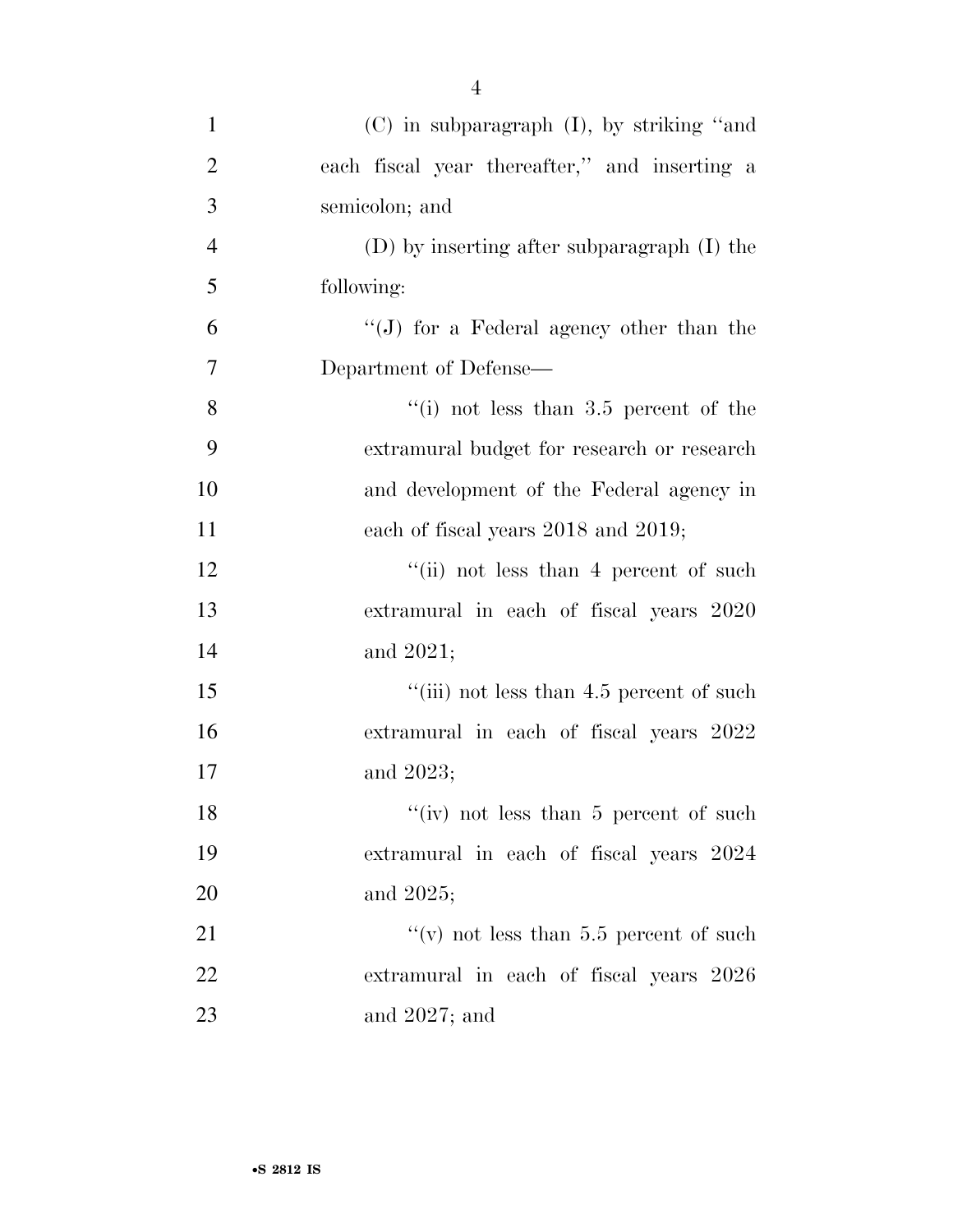(C) in subparagraph (I), by striking ''and each fiscal year thereafter,'' and inserting a semicolon; and

(D) by inserting after subparagraph (I) the following:

''(J) for a Federal agency other than the Department of Defense—

''(i) not less than 3.5 percent of the extramural budget for research or research and development of the Federal agency in each of fiscal years 2018 and 2019;

''(ii) not less than 4 percent of such extramural in each of fiscal years 2020 and 2021;

''(iii) not less than 4.5 percent of such extramural in each of fiscal years 2022 and 2023;

''(iv) not less than 5 percent of such extramural in each of fiscal years 2024 and 2025;

''(v) not less than 5.5 percent of such extramural in each of fiscal years 2026 and 2027; and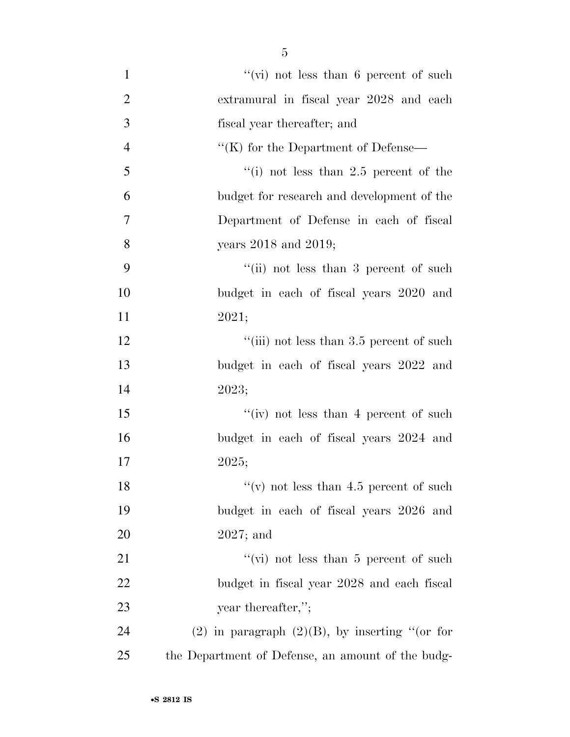''(vi) not less than 6 percent of such extramural in fiscal year 2028 and each fiscal year thereafter; and

''(K) for the Department of Defense—

''(i) not less than 2.5 percent of the budget for research and development of the Department of Defense in each of fiscal years 2018 and 2019;

''(ii) not less than 3 percent of such budget in each of fiscal years 2020 and 2021;

''(iii) not less than 3.5 percent of such budget in each of fiscal years 2022 and 2023;

''(iv) not less than 4 percent of such budget in each of fiscal years 2024 and 2025;

''(v) not less than 4.5 percent of such budget in each of fiscal years 2026 and 2027; and

''(vi) not less than 5 percent of such budget in fiscal year 2028 and each fiscal year thereafter,'';

(2) in paragraph (2)(B), by inserting ''(or for the Department of Defense, an amount of the budg-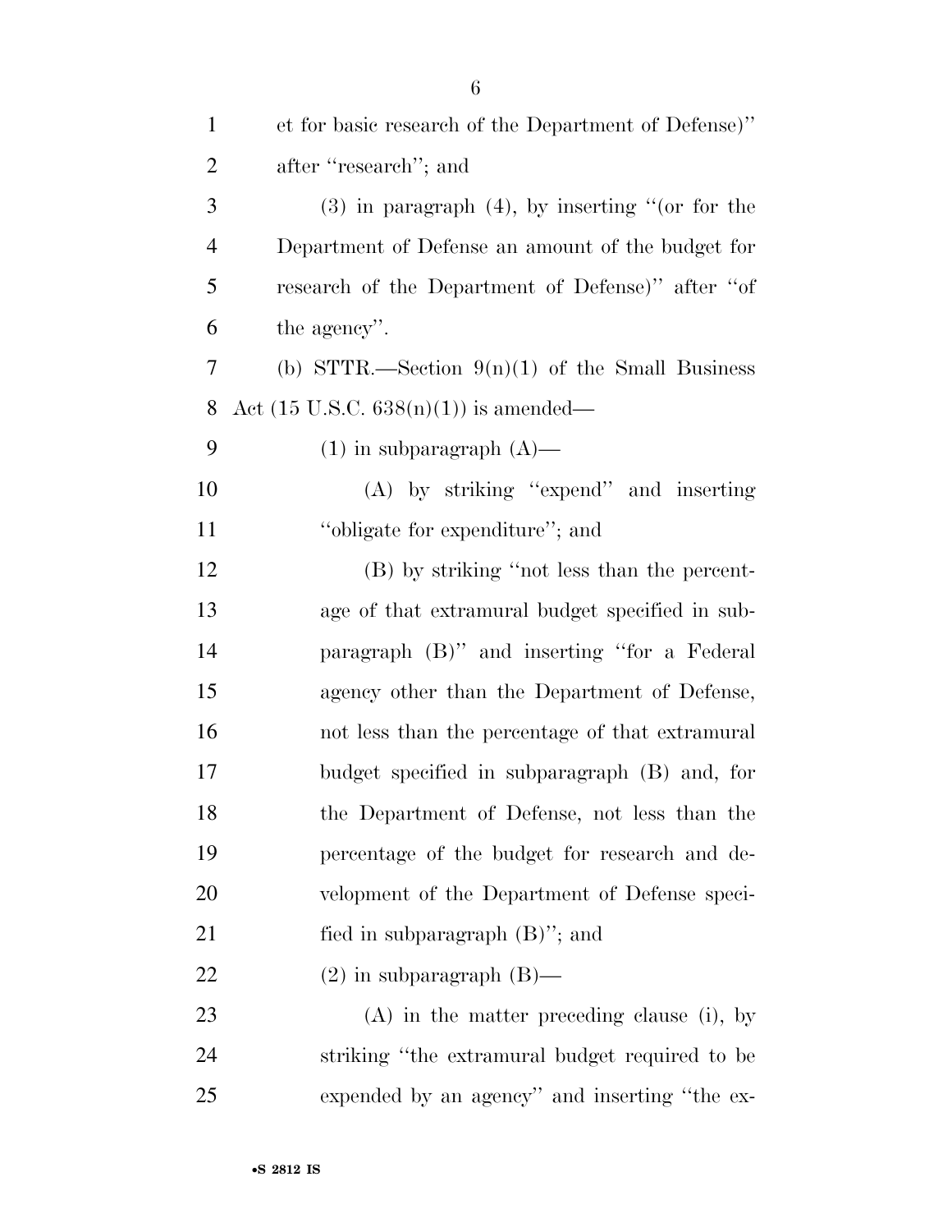et for basic research of the Department of Defense)'' after ''research''; and

(3) in paragraph (4), by inserting ''(or for the Department of Defense an amount of the budget for research of the Department of Defense)'' after ''of the agency''.

(b) STTR.—Section 9(n)(1) of the Small Business Act (15 U.S.C. 638(n)(1)) is amended—

(1) in subparagraph (A)—

(A) by striking ''expend'' and inserting ''obligate for expenditure''; and

(B) by striking ''not less than the percentage of that extramural budget specified in subparagraph (B)'' and inserting ''for a Federal agency other than the Department of Defense, not less than the percentage of that extramural budget specified in subparagraph (B) and, for the Department of Defense, not less than the percentage of the budget for research and development of the Department of Defense specified in subparagraph (B)''; and

(2) in subparagraph (B)—

(A) in the matter preceding clause (i), by striking ''the extramural budget required to be expended by an agency'' and inserting ''the ex-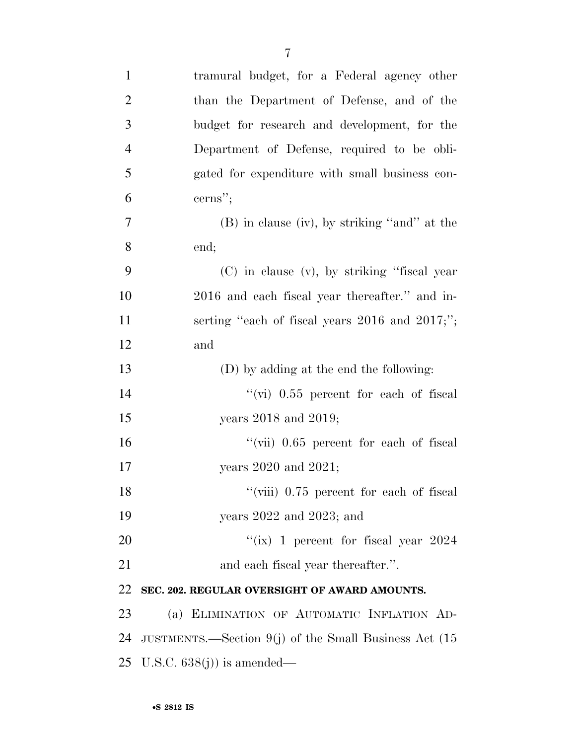tramural budget, for a Federal agency other than the Department of Defense, and of the budget for research and development, for the Department of Defense, required to be obligated for expenditure with small business concerns'';

(B) in clause (iv), by striking ''and'' at the end;

(C) in clause (v), by striking ''fiscal year 2016 and each fiscal year thereafter.'' and inserting ''each of fiscal years 2016 and 2017;''; and

(D) by adding at the end the following:

''(vi) 0.55 percent for each of fiscal years 2018 and 2019;

''(vii) 0.65 percent for each of fiscal years 2020 and 2021;

''(viii) 0.75 percent for each of fiscal years 2022 and 2023; and

''(ix) 1 percent for fiscal year 2024 and each fiscal year thereafter.''.

**SEC. 202. REGULAR OVERSIGHT OF AWARD AMOUNTS.**

(a) ELIMINATION OF AUTOMATIC INFLATION ADJUSTMENTS.—Section 9(j) of the Small Business Act (15 U.S.C. 638(j)) is amended—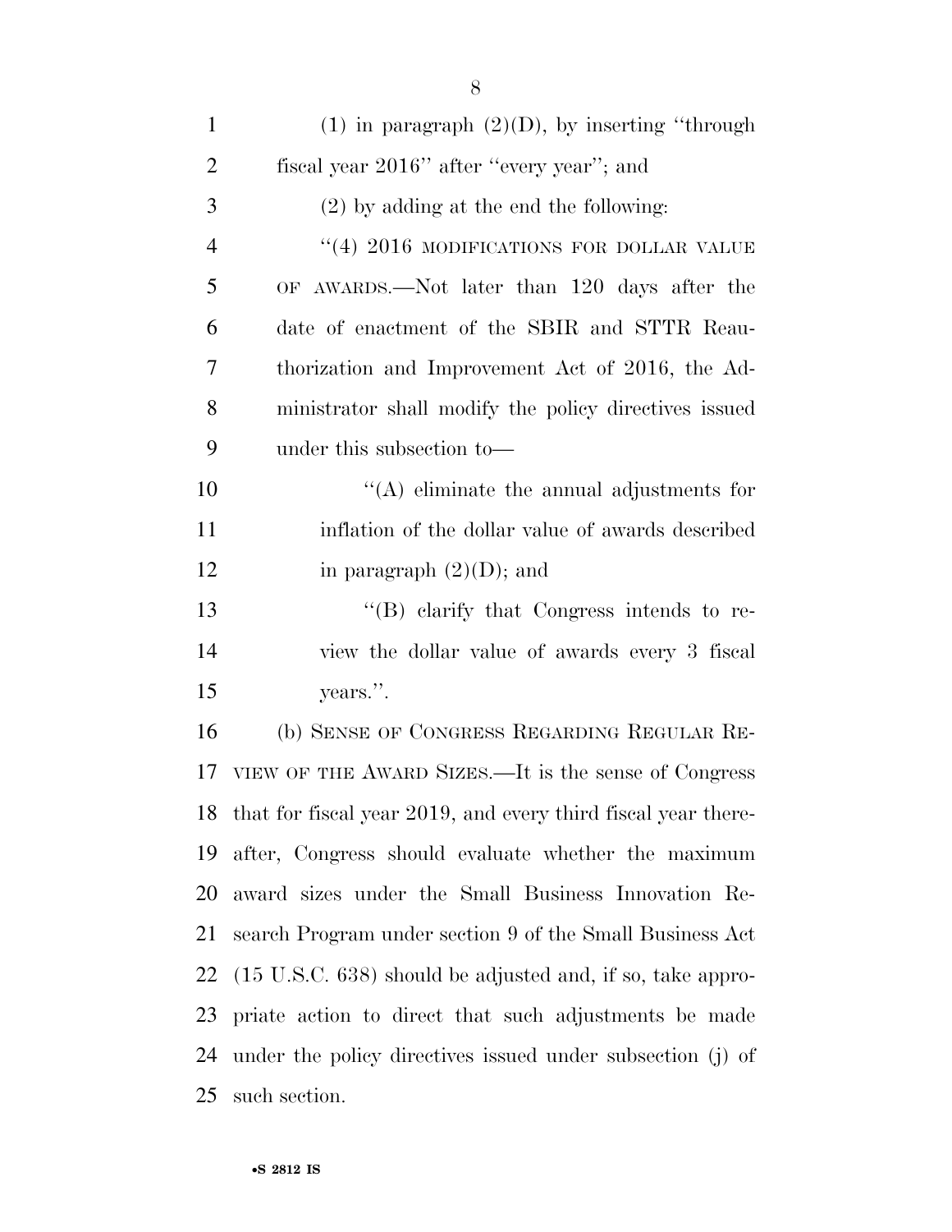(1) in paragraph (2)(D), by inserting ''through fiscal year 2016'' after ''every year''; and

(2) by adding at the end the following:

''(4) 2016 MODIFICATIONS FOR DOLLAR VALUE OF AWARDS.—Not later than 120 days after the date of enactment of the SBIR and STTR Reauthorization and Improvement Act of 2016, the Administrator shall modify the policy directives issued under this subsection to—

''(A) eliminate the annual adjustments for inflation of the dollar value of awards described in paragraph (2)(D); and

''(B) clarify that Congress intends to review the dollar value of awards every 3 fiscal years.''.

(b) SENSE OF CONGRESS REGARDING REGULAR REVIEW OF THE AWARD SIZES.—It is the sense of Congress that for fiscal year 2019, and every third fiscal year thereafter, Congress should evaluate whether the maximum award sizes under the Small Business Innovation Research Program under section 9 of the Small Business Act (15 U.S.C. 638) should be adjusted and, if so, take appropriate action to direct that such adjustments be made under the policy directives issued under subsection (j) of such section.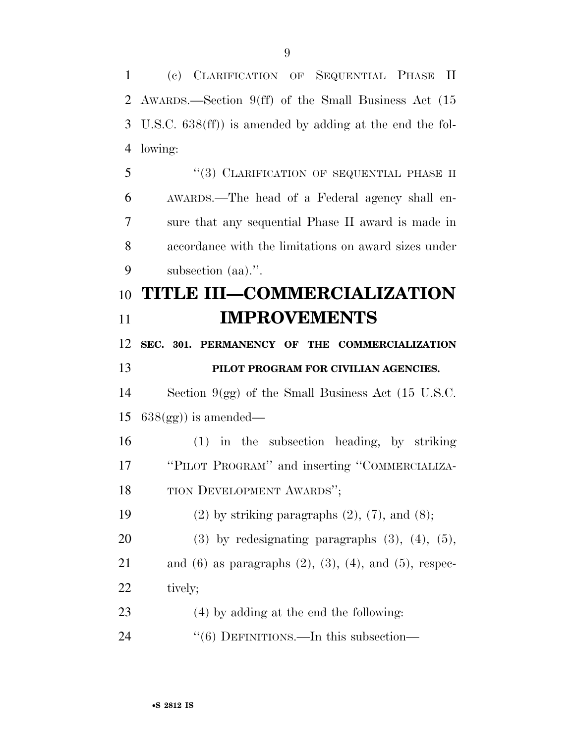(c) CLARIFICATION OF SEQUENTIAL PHASE II AWARDS.—Section 9(ff) of the Small Business Act (15 U.S.C. 638(ff)) is amended by adding at the end the following:

"(3) CLARIFICATION OF SEQUENTIAL PHASE II AWARDS.—The head of a Federal agency shall ensure that any sequential Phase II award is made in accordance with the limitations on award sizes under subsection (aa).".

# TITLE III—COMMERCIALIZATION IMPROVEMENTS

**SEC. 301. PERMANENCY OF THE COMMERCIALIZATION PILOT PROGRAM FOR CIVILIAN AGENCIES.**

Section 9(gg) of the Small Business Act (15 U.S.C. 638(gg)) is amended—

(1) in the subsection heading, by striking "PILOT PROGRAM" and inserting "COMMERCIALIZATION DEVELOPMENT AWARDS";

(2) by striking paragraphs (2), (7), and (8);

(3) by redesignating paragraphs (3), (4), (5), and (6) as paragraphs (2), (3), (4), and (5), respectively;

(4) by adding at the end the following:

"(6) DEFINITIONS.—In this subsection—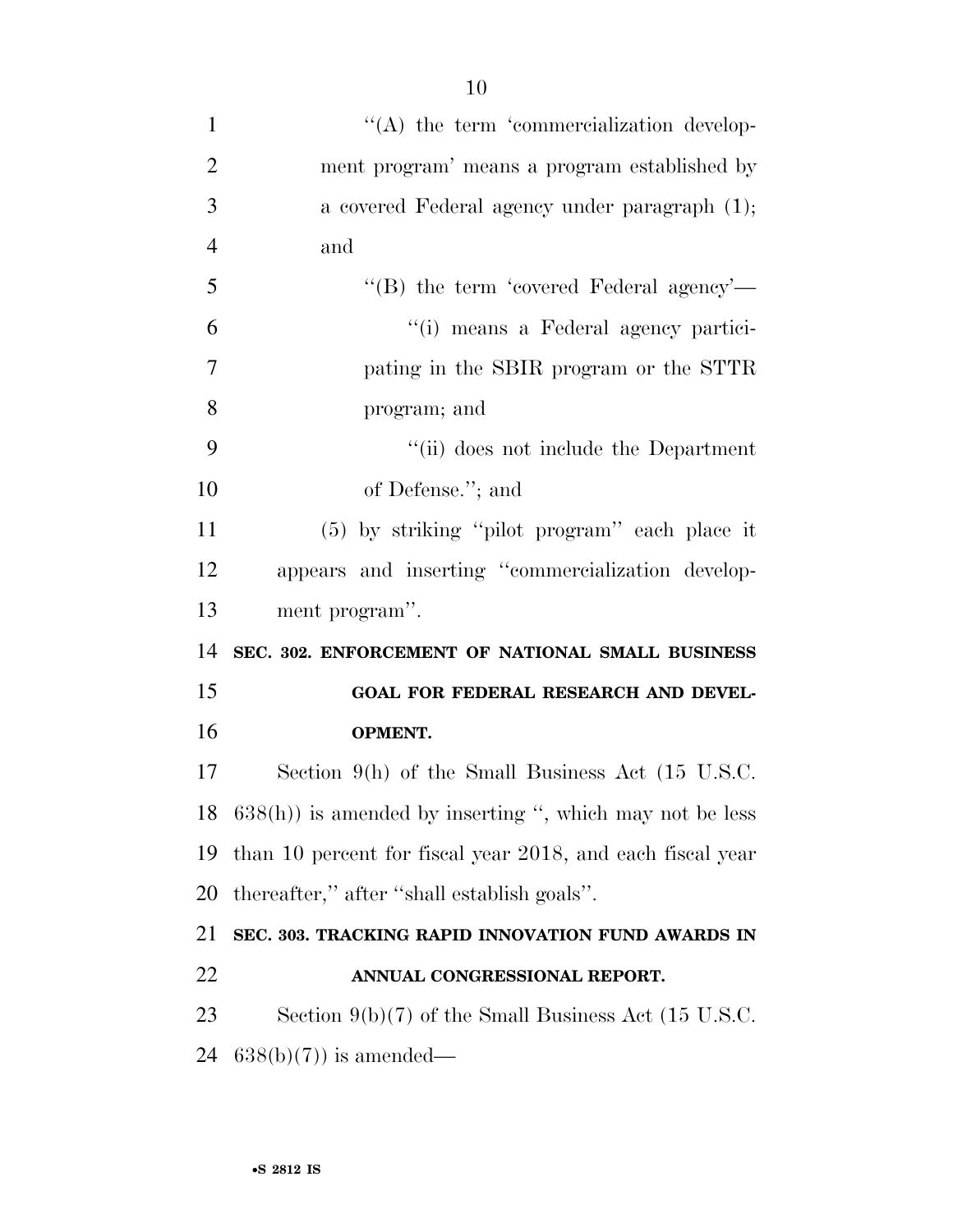''(A) the term 'commercialization development program' means a program established by a covered Federal agency under paragraph (1); and

''(B) the term 'covered Federal agency'—

''(i) means a Federal agency participating in the SBIR program or the STTR program; and

''(ii) does not include the Department of Defense.''; and

(5) by striking ''pilot program'' each place it appears and inserting ''commercialization development program''.

**SEC. 302. ENFORCEMENT OF NATIONAL SMALL BUSINESS GOAL FOR FEDERAL RESEARCH AND DEVELOPMENT.**

Section 9(h) of the Small Business Act (15 U.S.C. 638(h)) is amended by inserting '', which may not be less than 10 percent for fiscal year 2018, and each fiscal year thereafter,'' after ''shall establish goals''.

**SEC. 303. TRACKING RAPID INNOVATION FUND AWARDS IN ANNUAL CONGRESSIONAL REPORT.**

Section 9(b)(7) of the Small Business Act (15 U.S.C. 638(b)(7)) is amended—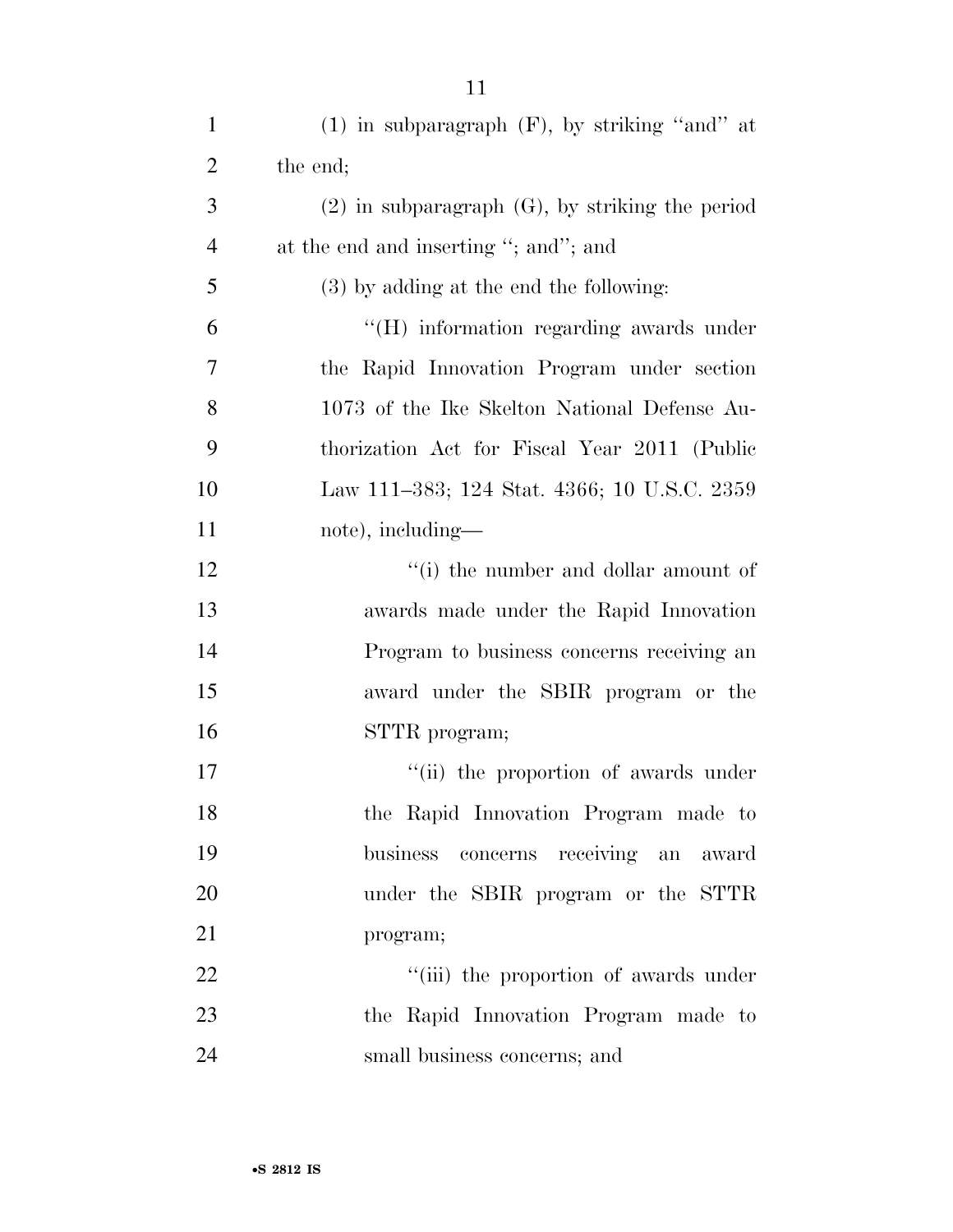(1) in subparagraph (F), by striking "and" at the end;

(2) in subparagraph (G), by striking the period at the end and inserting "; and"; and

(3) by adding at the end the following:

"(H) information regarding awards under the Rapid Innovation Program under section 1073 of the Ike Skelton National Defense Authorization Act for Fiscal Year 2011 (Public Law 111–383; 124 Stat. 4366; 10 U.S.C. 2359 note), including—

"(i) the number and dollar amount of awards made under the Rapid Innovation Program to business concerns receiving an award under the SBIR program or the STTR program;

"(ii) the proportion of awards under the Rapid Innovation Program made to business concerns receiving an award under the SBIR program or the STTR program;

"(iii) the proportion of awards under the Rapid Innovation Program made to small business concerns; and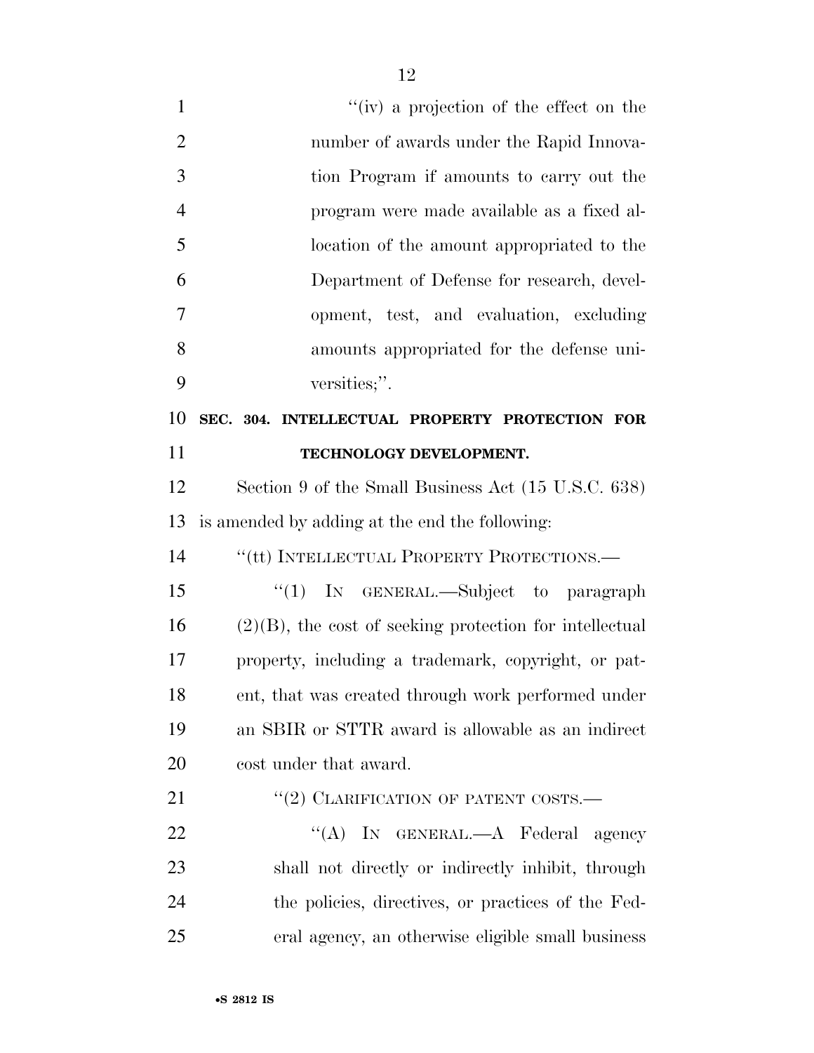"(iv) a projection of the effect on the number of awards under the Rapid Innovation Program if amounts to carry out the program were made available as a fixed allocation of the amount appropriated to the Department of Defense for research, development, test, and evaluation, excluding amounts appropriated for the defense universities;".

**SEC. 304. INTELLECTUAL PROPERTY PROTECTION FOR TECHNOLOGY DEVELOPMENT.**

Section 9 of the Small Business Act (15 U.S.C. 638) is amended by adding at the end the following:

"(tt) INTELLECTUAL PROPERTY PROTECTIONS.—

"(1) IN GENERAL.—Subject to paragraph (2)(B), the cost of seeking protection for intellectual property, including a trademark, copyright, or patent, that was created through work performed under an SBIR or STTR award is allowable as an indirect cost under that award.

"(2) CLARIFICATION OF PATENT COSTS.—

"(A) IN GENERAL.—A Federal agency shall not directly or indirectly inhibit, through the policies, directives, or practices of the Federal agency, an otherwise eligible small business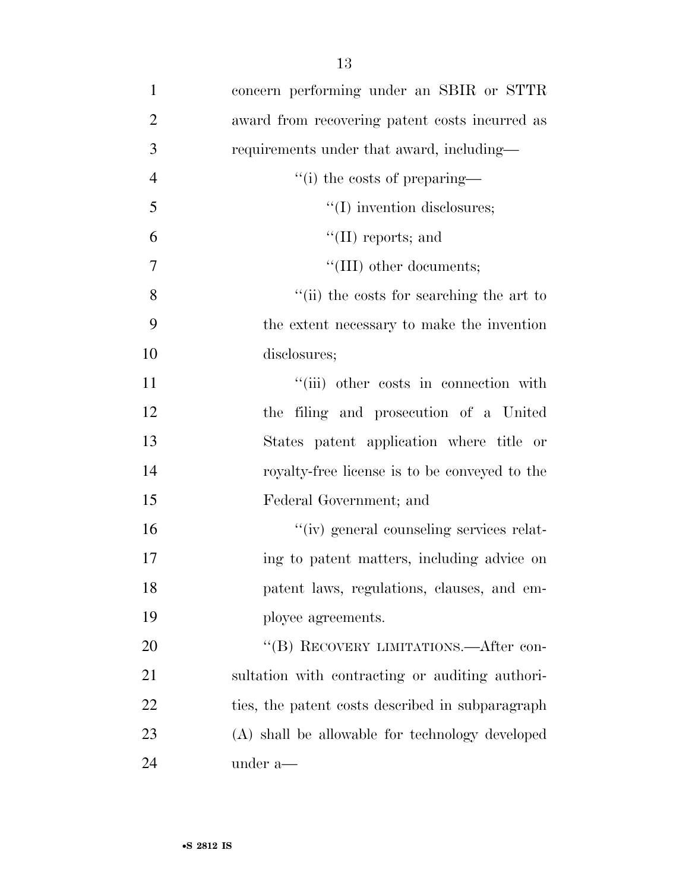concern performing under an SBIR or STTR award from recovering patent costs incurred as requirements under that award, including—

"(i) the costs of preparing—

"(I) invention disclosures;

"(II) reports; and

"(III) other documents;

"(ii) the costs for searching the art to the extent necessary to make the invention disclosures;

"(iii) other costs in connection with the filing and prosecution of a United States patent application where title or royalty-free license is to be conveyed to the Federal Government; and

"(iv) general counseling services relating to patent matters, including advice on patent laws, regulations, clauses, and employee agreements.

"(B) RECOVERY LIMITATIONS.—After consultation with contracting or auditing authorities, the patent costs described in subparagraph (A) shall be allowable for technology developed under a—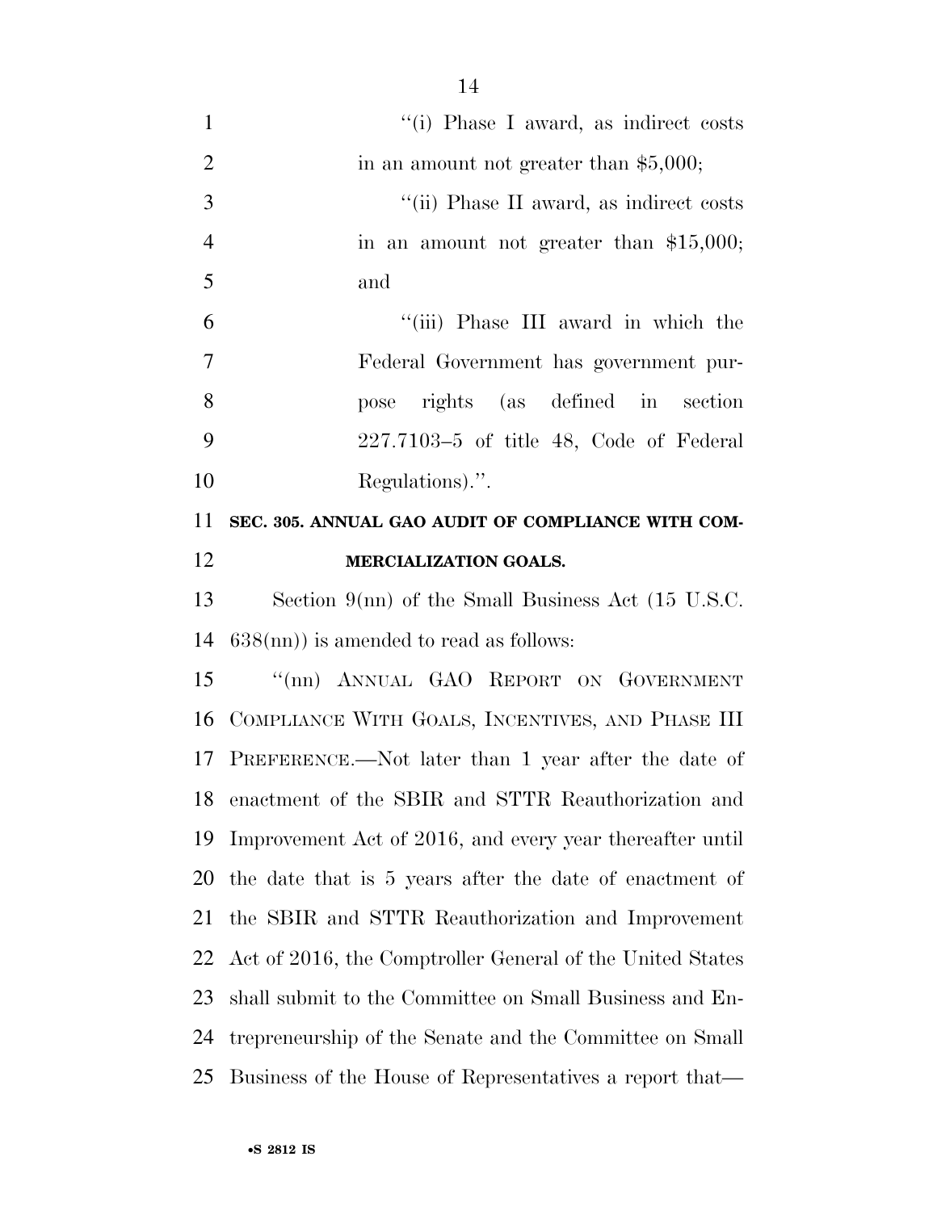"(i) Phase I award, as indirect costs in an amount not greater than $5,000;

"(ii) Phase II award, as indirect costs in an amount not greater than $15,000; and

"(iii) Phase III award in which the Federal Government has government purpose rights (as defined in section 227.7103–5 of title 48, Code of Federal Regulations).".

**SEC. 305. ANNUAL GAO AUDIT OF COMPLIANCE WITH COMMERCIALIZATION GOALS.**

Section 9(nn) of the Small Business Act (15 U.S.C. 638(nn)) is amended to read as follows:

"(nn) ANNUAL GAO REPORT ON GOVERNMENT COMPLIANCE WITH GOALS, INCENTIVES, AND PHASE III PREFERENCE.—Not later than 1 year after the date of enactment of the SBIR and STTR Reauthorization and Improvement Act of 2016, and every year thereafter until the date that is 5 years after the date of enactment of the SBIR and STTR Reauthorization and Improvement Act of 2016, the Comptroller General of the United States shall submit to the Committee on Small Business and Entrepreneurship of the Senate and the Committee on Small Business of the House of Representatives a report that—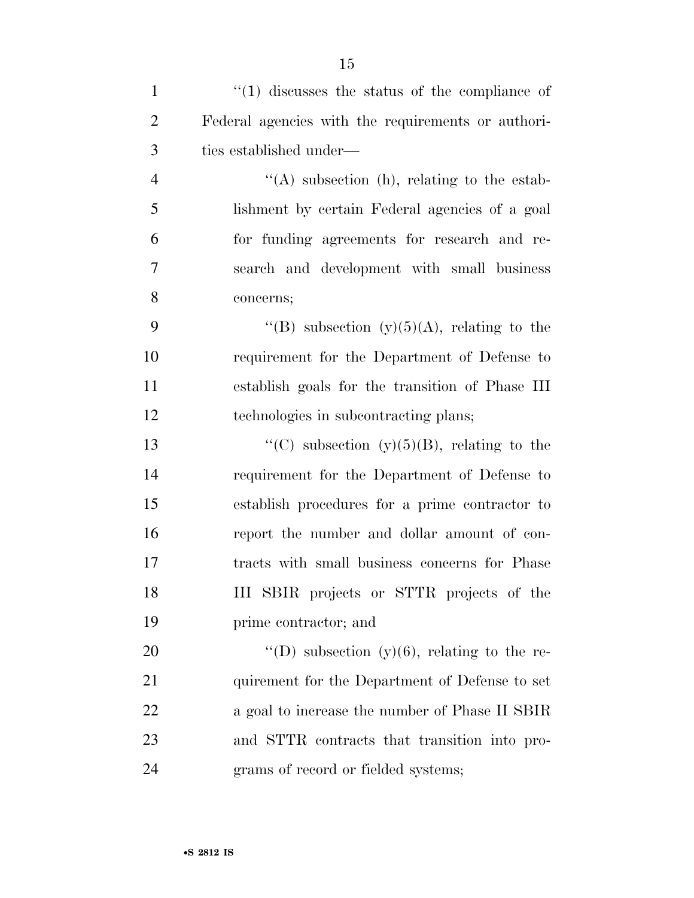''(1) discusses the status of the compliance of Federal agencies with the requirements or authorities established under—

''(A) subsection (h), relating to the establishment by certain Federal agencies of a goal for funding agreements for research and research and development with small business concerns;

''(B) subsection (y)(5)(A), relating to the requirement for the Department of Defense to establish goals for the transition of Phase III technologies in subcontracting plans;

''(C) subsection (y)(5)(B), relating to the requirement for the Department of Defense to establish procedures for a prime contractor to report the number and dollar amount of contracts with small business concerns for Phase III SBIR projects or STTR projects of the prime contractor; and

''(D) subsection (y)(6), relating to the requirement for the Department of Defense to set a goal to increase the number of Phase II SBIR and STTR contracts that transition into programs of record or fielded systems;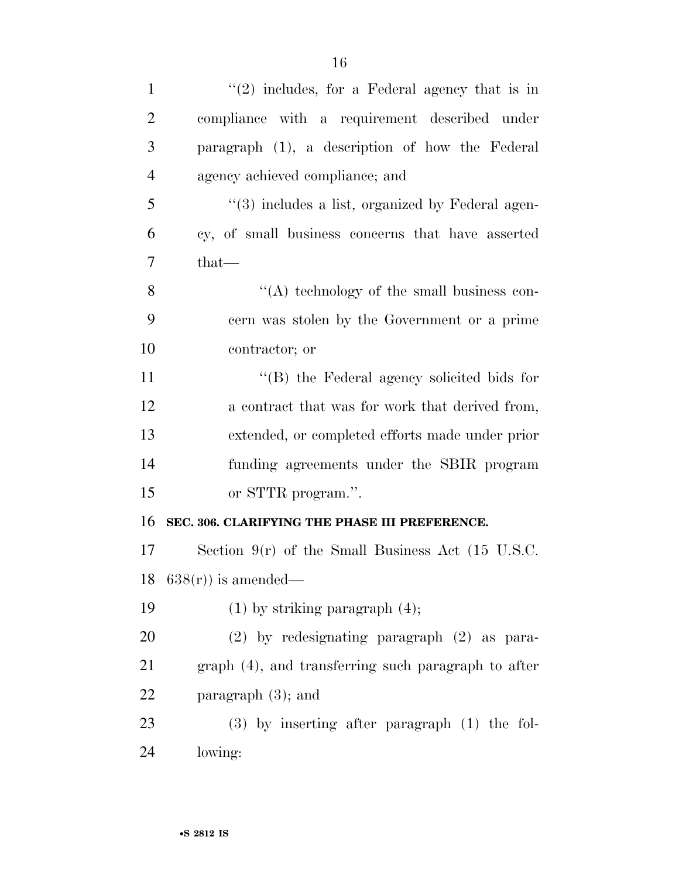"(2) includes, for a Federal agency that is in compliance with a requirement described under paragraph (1), a description of how the Federal agency achieved compliance; and

"(3) includes a list, organized by Federal agency, of small business concerns that have asserted that—

"(A) technology of the small business concern was stolen by the Government or a prime contractor; or

"(B) the Federal agency solicited bids for a contract that was for work that derived from, extended, or completed efforts made under prior funding agreements under the SBIR program or STTR program.".

**SEC. 306. CLARIFYING THE PHASE III PREFERENCE.**

Section 9(r) of the Small Business Act (15 U.S.C. 638(r)) is amended—

(1) by striking paragraph (4);

(2) by redesignating paragraph (2) as paragraph (4), and transferring such paragraph to after paragraph (3); and

(3) by inserting after paragraph (1) the following: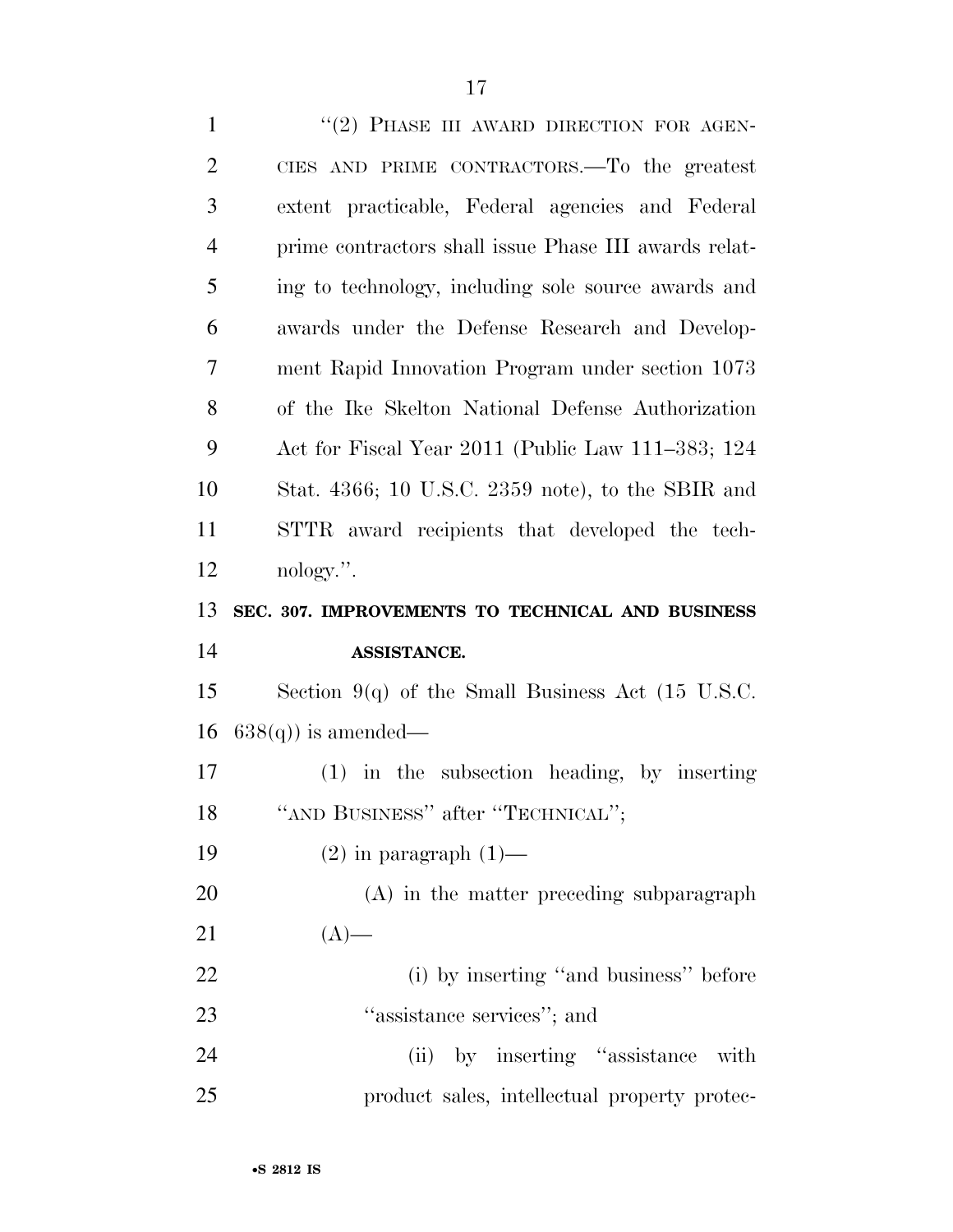"(2) PHASE III AWARD DIRECTION FOR AGENCIES AND PRIME CONTRACTORS.—To the greatest extent practicable, Federal agencies and Federal prime contractors shall issue Phase III awards relating to technology, including sole source awards and awards under the Defense Research and Development Rapid Innovation Program under section 1073 of the Ike Skelton National Defense Authorization Act for Fiscal Year 2011 (Public Law 111–383; 124 Stat. 4366; 10 U.S.C. 2359 note), to the SBIR and STTR award recipients that developed the technology.".

**SEC. 307. IMPROVEMENTS TO TECHNICAL AND BUSINESS ASSISTANCE.**

Section 9(q) of the Small Business Act (15 U.S.C. 638(q)) is amended—

(1) in the subsection heading, by inserting "AND BUSINESS" after "TECHNICAL";

(2) in paragraph (1)—

(A) in the matter preceding subparagraph (A)—

(i) by inserting "and business" before "assistance services"; and

(ii) by inserting "assistance with product sales, intellectual property protec-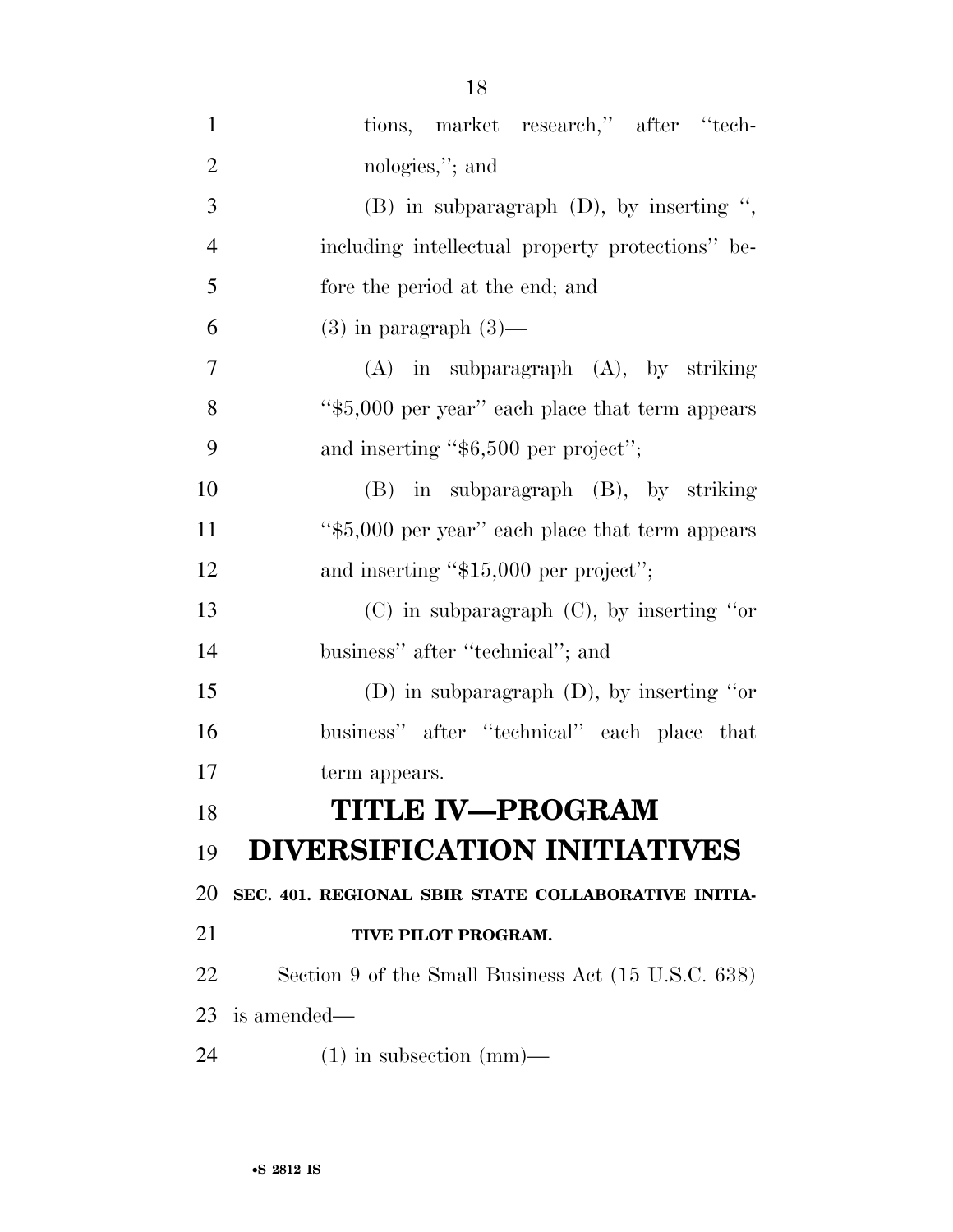tions, market research," after "technologies,"; and

(B) in subparagraph (D), by inserting ", including intellectual property protections" before the period at the end; and

(3) in paragraph (3)—

(A) in subparagraph (A), by striking "$5,000 per year" each place that term appears and inserting "$6,500 per project";

(B) in subparagraph (B), by striking "$5,000 per year" each place that term appears and inserting "$15,000 per project";

(C) in subparagraph (C), by inserting "or business" after "technical"; and

(D) in subparagraph (D), by inserting "or business" after "technical" each place that term appears.

# TITLE IV—PROGRAM DIVERSIFICATION INITIATIVES

**SEC. 401. REGIONAL SBIR STATE COLLABORATIVE INITIATIVE PILOT PROGRAM.**

Section 9 of the Small Business Act (15 U.S.C. 638) is amended—

(1) in subsection (mm)—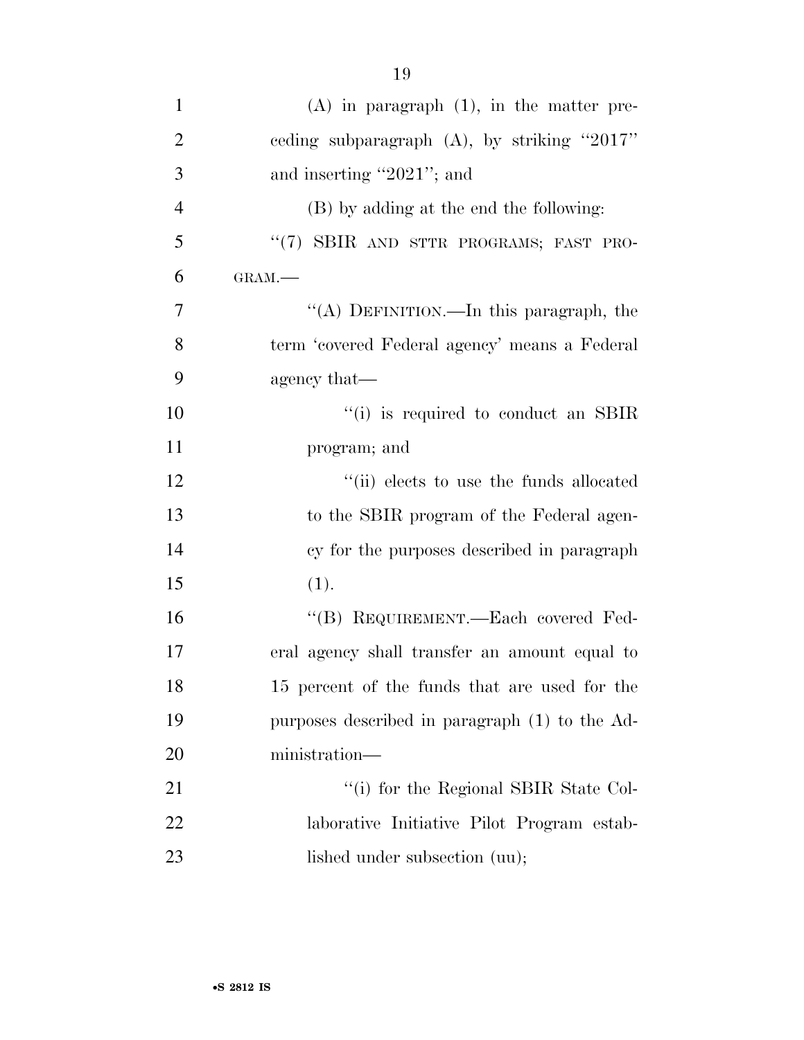(A) in paragraph (1), in the matter preceding subparagraph (A), by striking "2017" and inserting "2021"; and

(B) by adding at the end the following:

"(7) SBIR AND STTR PROGRAMS; FAST PROGRAM.—

"(A) DEFINITION.—In this paragraph, the term 'covered Federal agency' means a Federal agency that—

"(i) is required to conduct an SBIR program; and

"(ii) elects to use the funds allocated to the SBIR program of the Federal agency for the purposes described in paragraph (1).

"(B) REQUIREMENT.—Each covered Federal agency shall transfer an amount equal to 15 percent of the funds that are used for the purposes described in paragraph (1) to the Administration—

"(i) for the Regional SBIR State Collaborative Initiative Pilot Program established under subsection (uu);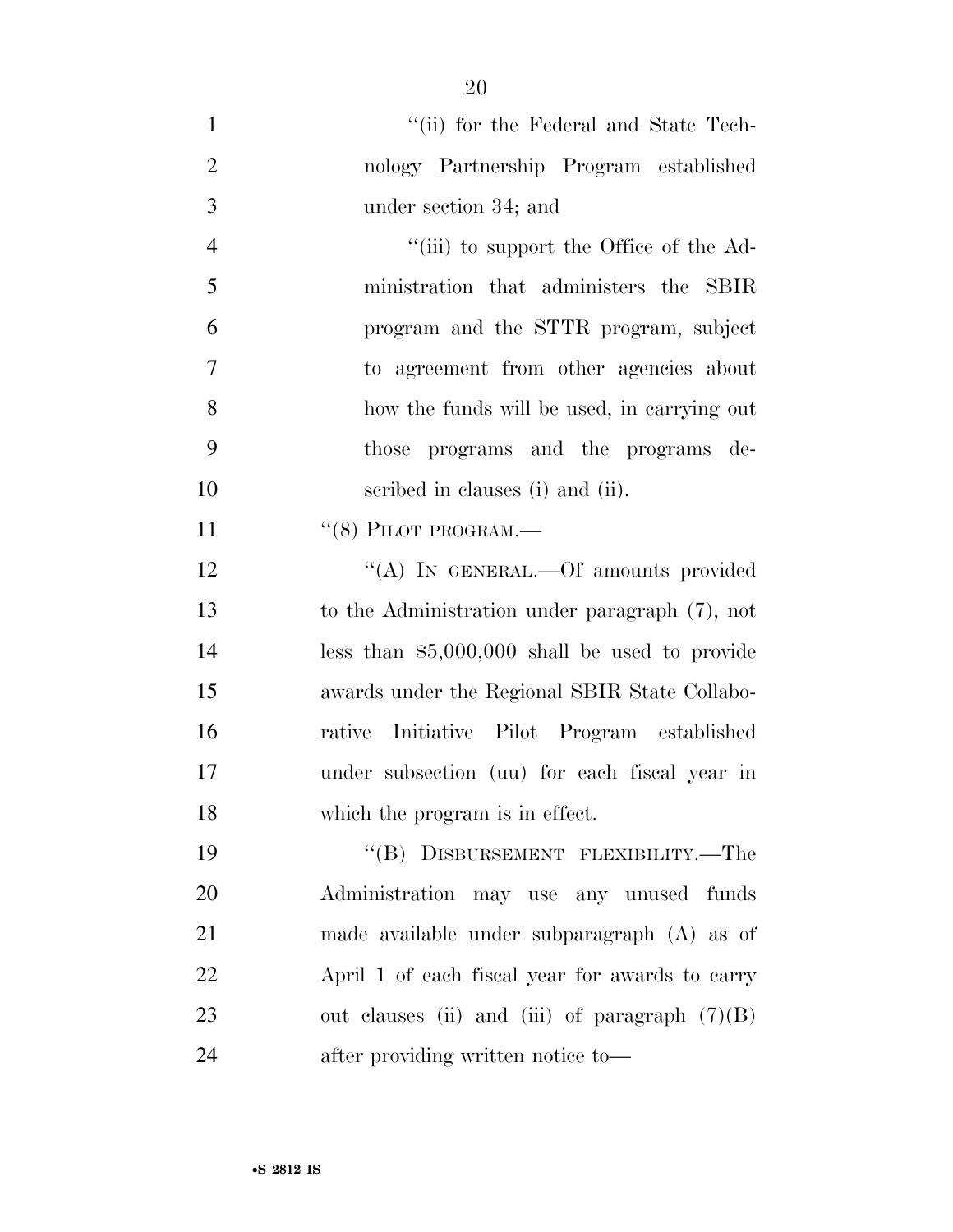"(ii) for the Federal and State Technology Partnership Program established under section 34; and

"(iii) to support the Office of the Administration that administers the SBIR program and the STTR program, subject to agreement from other agencies about how the funds will be used, in carrying out those programs and the programs described in clauses (i) and (ii).

"(8) PILOT PROGRAM.—

"(A) IN GENERAL.—Of amounts provided to the Administration under paragraph (7), not less than $5,000,000 shall be used to provide awards under the Regional SBIR State Collaborative Initiative Pilot Program established under subsection (uu) for each fiscal year in which the program is in effect.

"(B) DISBURSEMENT FLEXIBILITY.—The Administration may use any unused funds made available under subparagraph (A) as of April 1 of each fiscal year for awards to carry out clauses (ii) and (iii) of paragraph (7)(B) after providing written notice to—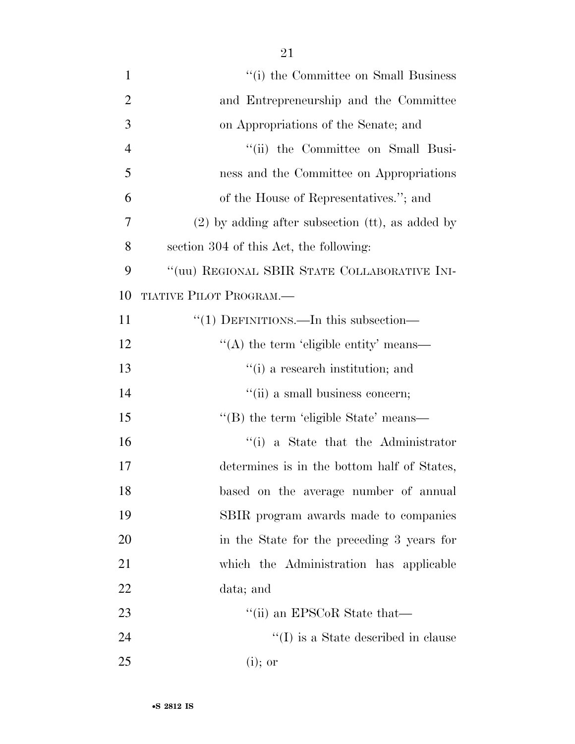''(i) the Committee on Small Business and Entrepreneurship and the Committee on Appropriations of the Senate; and

''(ii) the Committee on Small Business and the Committee on Appropriations of the House of Representatives.''; and

(2) by adding after subsection (tt), as added by section 304 of this Act, the following:

''(uu) REGIONAL SBIR STATE COLLABORATIVE INITIATIVE PILOT PROGRAM.—

''(1) DEFINITIONS.—In this subsection—

''(A) the term 'eligible entity' means—

''(i) a research institution; and

''(ii) a small business concern;

''(B) the term 'eligible State' means—

''(i) a State that the Administrator determines is in the bottom half of States, based on the average number of annual SBIR program awards made to companies in the State for the preceding 3 years for which the Administration has applicable data; and

''(ii) an EPSCoR State that—

''(I) is a State described in clause (i); or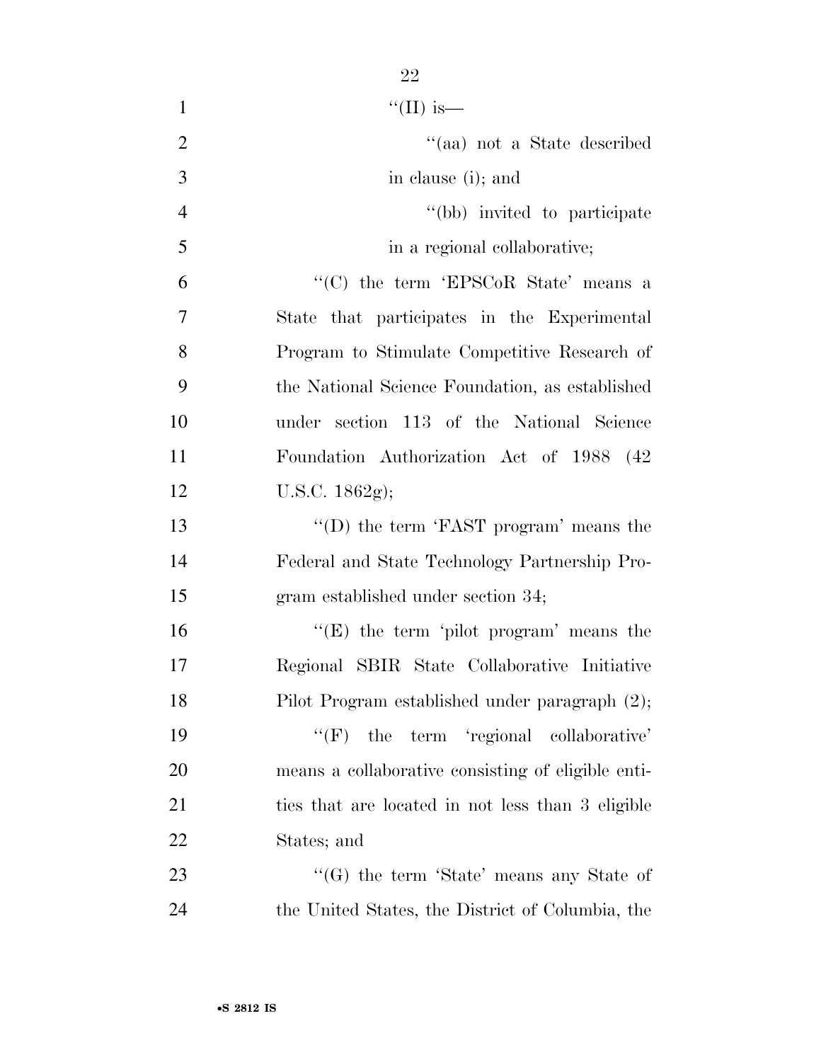''(II) is—

''(aa) not a State described in clause (i); and

''(bb) invited to participate in a regional collaborative;

''(C) the term 'EPSCoR State' means a State that participates in the Experimental Program to Stimulate Competitive Research of the National Science Foundation, as established under section 113 of the National Science Foundation Authorization Act of 1988 (42 U.S.C. 1862g);

''(D) the term 'FAST program' means the Federal and State Technology Partnership Program established under section 34;

''(E) the term 'pilot program' means the Regional SBIR State Collaborative Initiative Pilot Program established under paragraph (2);

''(F) the term 'regional collaborative' means a collaborative consisting of eligible entities that are located in not less than 3 eligible States; and

''(G) the term 'State' means any State of the United States, the District of Columbia, the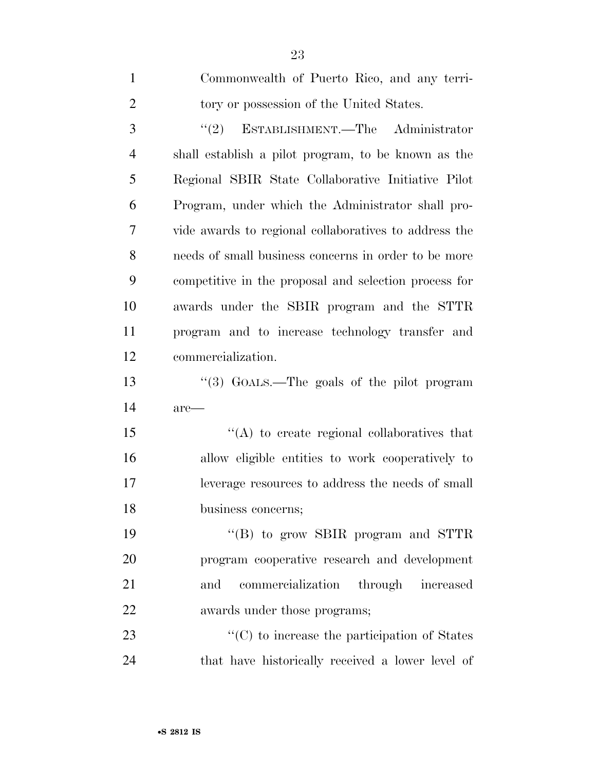Commonwealth of Puerto Rico, and any territory or possession of the United States.

"(2) ESTABLISHMENT.—The Administrator shall establish a pilot program, to be known as the Regional SBIR State Collaborative Initiative Pilot Program, under which the Administrator shall provide awards to regional collaboratives to address the needs of small business concerns in order to be more competitive in the proposal and selection process for awards under the SBIR program and the STTR program and to increase technology transfer and commercialization.

"(3) GOALS.—The goals of the pilot program are—

"(A) to create regional collaboratives that allow eligible entities to work cooperatively to leverage resources to address the needs of small business concerns;

"(B) to grow SBIR program and STTR program cooperative research and development and commercialization through increased awards under those programs;

"(C) to increase the participation of States that have historically received a lower level of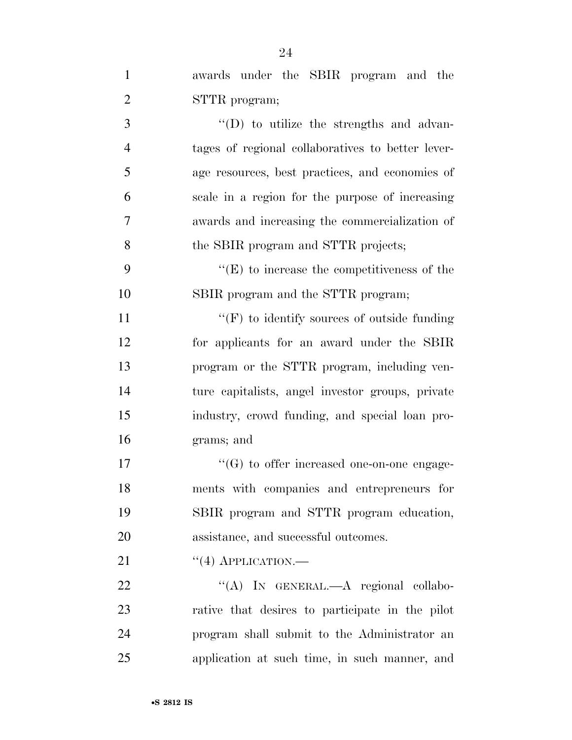awards under the SBIR program and the STTR program;

''(D) to utilize the strengths and advantages of regional collaboratives to better leverage resources, best practices, and economies of scale in a region for the purpose of increasing awards and increasing the commercialization of the SBIR program and STTR projects;

''(E) to increase the competitiveness of the SBIR program and the STTR program;

''(F) to identify sources of outside funding for applicants for an award under the SBIR program or the STTR program, including venture capitalists, angel investor groups, private industry, crowd funding, and special loan programs; and

''(G) to offer increased one-on-one engagements with companies and entrepreneurs for SBIR program and STTR program education, assistance, and successful outcomes.

''(4) APPLICATION.—

''(A) IN GENERAL.—A regional collaborative that desires to participate in the pilot program shall submit to the Administrator an application at such time, in such manner, and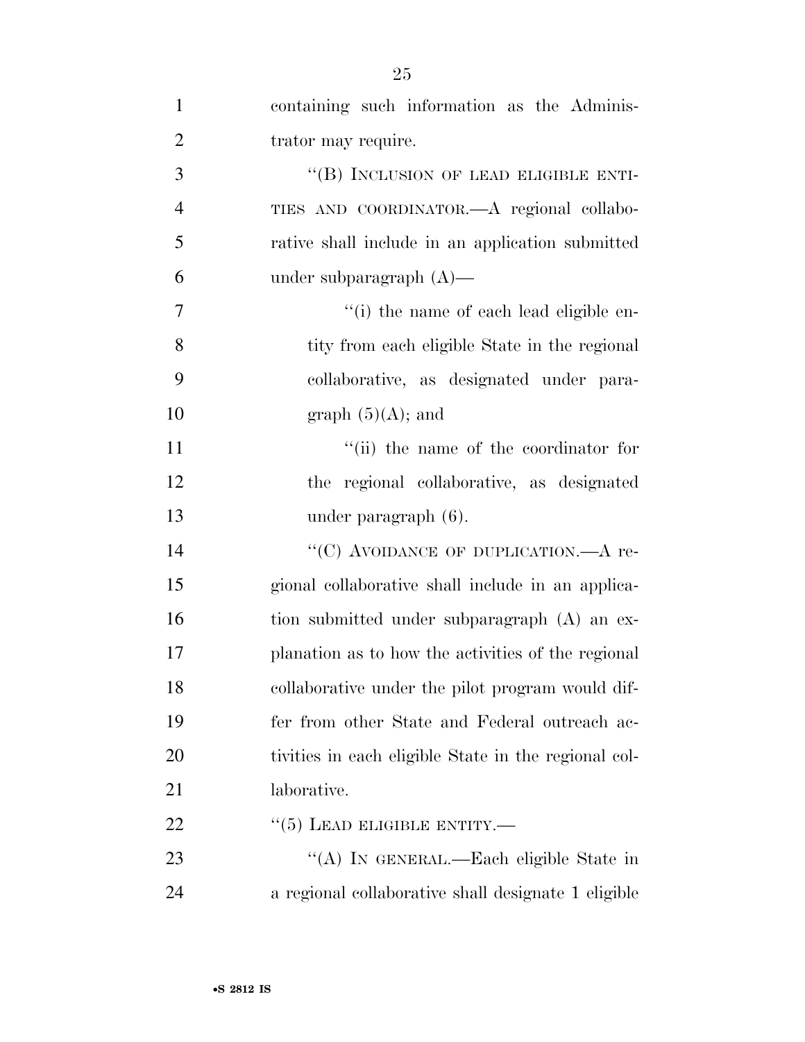containing such information as the Administrator may require.

"(B) INCLUSION OF LEAD ELIGIBLE ENTITIES AND COORDINATOR.—A regional collaborative shall include in an application submitted under subparagraph (A)—

"(i) the name of each lead eligible entity from each eligible State in the regional collaborative, as designated under paragraph (5)(A); and

"(ii) the name of the coordinator for the regional collaborative, as designated under paragraph (6).

"(C) AVOIDANCE OF DUPLICATION.—A regional collaborative shall include in an application submitted under subparagraph (A) an explanation as to how the activities of the regional collaborative under the pilot program would differ from other State and Federal outreach activities in each eligible State in the regional collaborative.

"(5) LEAD ELIGIBLE ENTITY.—

"(A) IN GENERAL.—Each eligible State in a regional collaborative shall designate 1 eligible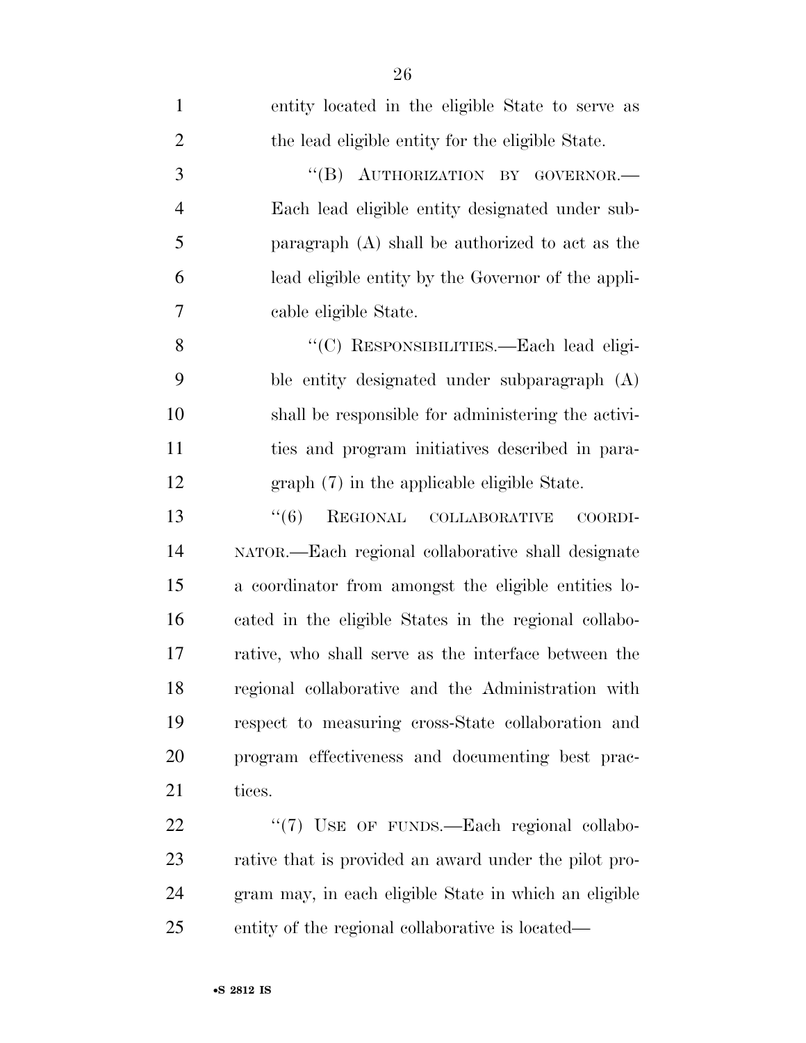entity located in the eligible State to serve as the lead eligible entity for the eligible State.

"(B) AUTHORIZATION BY GOVERNOR.—Each lead eligible entity designated under subparagraph (A) shall be authorized to act as the lead eligible entity by the Governor of the applicable eligible State.

"(C) RESPONSIBILITIES.—Each lead eligible entity designated under subparagraph (A) shall be responsible for administering the activities and program initiatives described in paragraph (7) in the applicable eligible State.

"(6) REGIONAL COLLABORATIVE COORDINATOR.—Each regional collaborative shall designate a coordinator from amongst the eligible entities located in the eligible States in the regional collaborative, who shall serve as the interface between the regional collaborative and the Administration with respect to measuring cross-State collaboration and program effectiveness and documenting best practices.

"(7) USE OF FUNDS.—Each regional collaborative that is provided an award under the pilot program may, in each eligible State in which an eligible entity of the regional collaborative is located—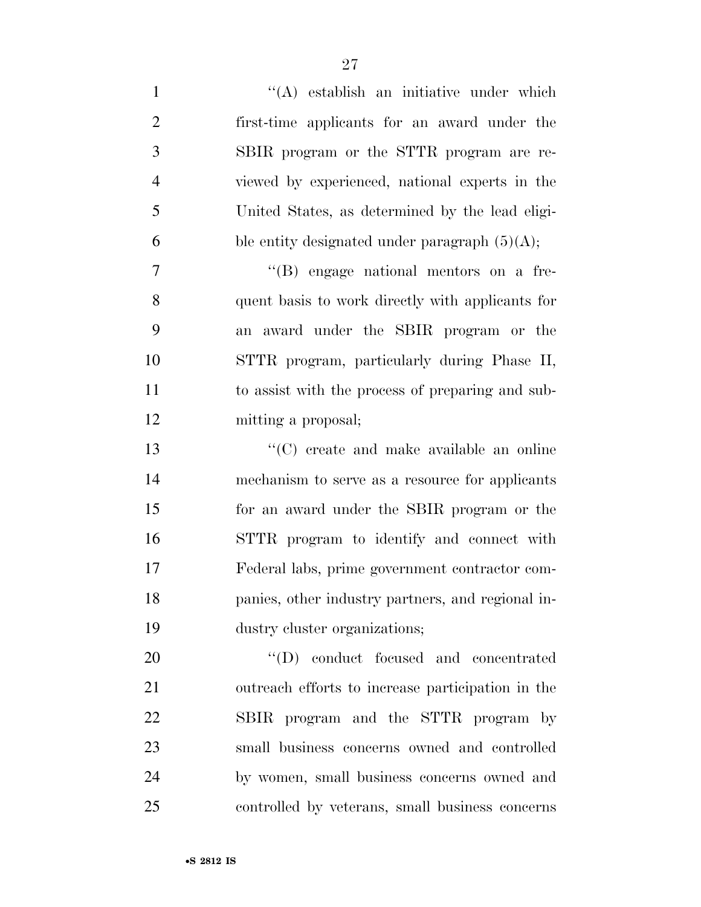''(A) establish an initiative under which first-time applicants for an award under the SBIR program or the STTR program are reviewed by experienced, national experts in the United States, as determined by the lead eligible entity designated under paragraph (5)(A);

''(B) engage national mentors on a frequent basis to work directly with applicants for an award under the SBIR program or the STTR program, particularly during Phase II, to assist with the process of preparing and submitting a proposal;

''(C) create and make available an online mechanism to serve as a resource for applicants for an award under the SBIR program or the STTR program to identify and connect with Federal labs, prime government contractor companies, other industry partners, and regional industry cluster organizations;

''(D) conduct focused and concentrated outreach efforts to increase participation in the SBIR program and the STTR program by small business concerns owned and controlled by women, small business concerns owned and controlled by veterans, small business concerns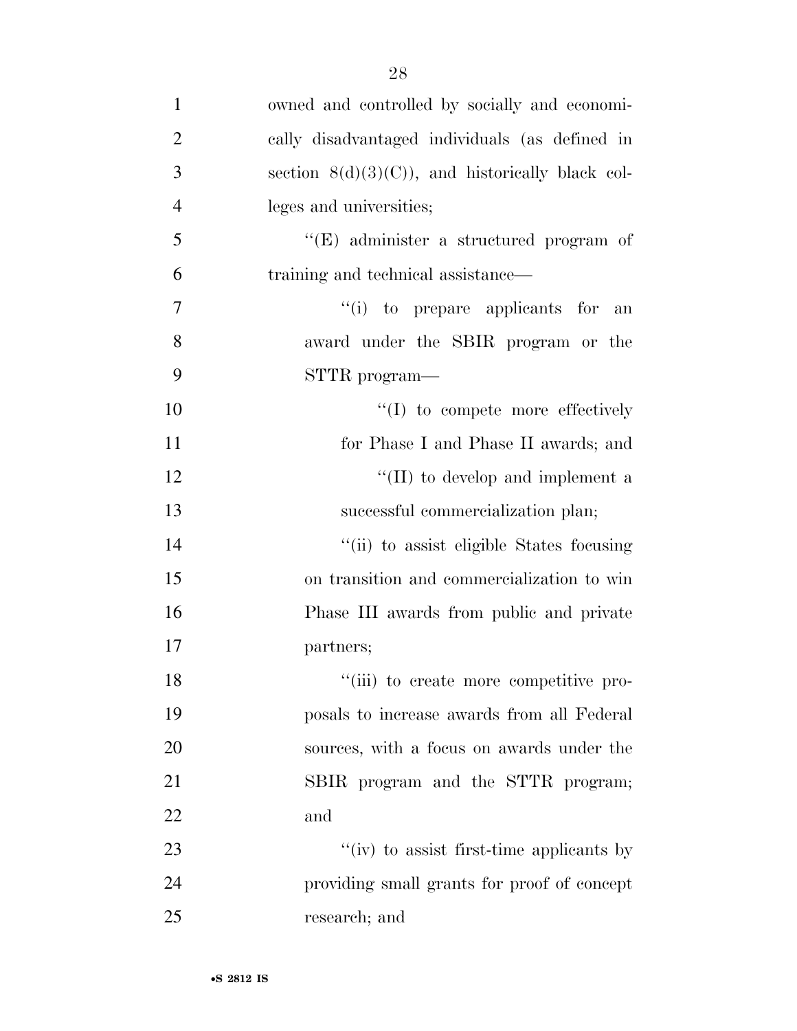owned and controlled by socially and economically disadvantaged individuals (as defined in section 8(d)(3)(C)), and historically black colleges and universities;

''(E) administer a structured program of training and technical assistance—

''(i) to prepare applicants for an award under the SBIR program or the STTR program—

''(I) to compete more effectively for Phase I and Phase II awards; and

''(II) to develop and implement a successful commercialization plan;

''(ii) to assist eligible States focusing on transition and commercialization to win Phase III awards from public and private partners;

''(iii) to create more competitive proposals to increase awards from all Federal sources, with a focus on awards under the SBIR program and the STTR program; and

''(iv) to assist first-time applicants by providing small grants for proof of concept research; and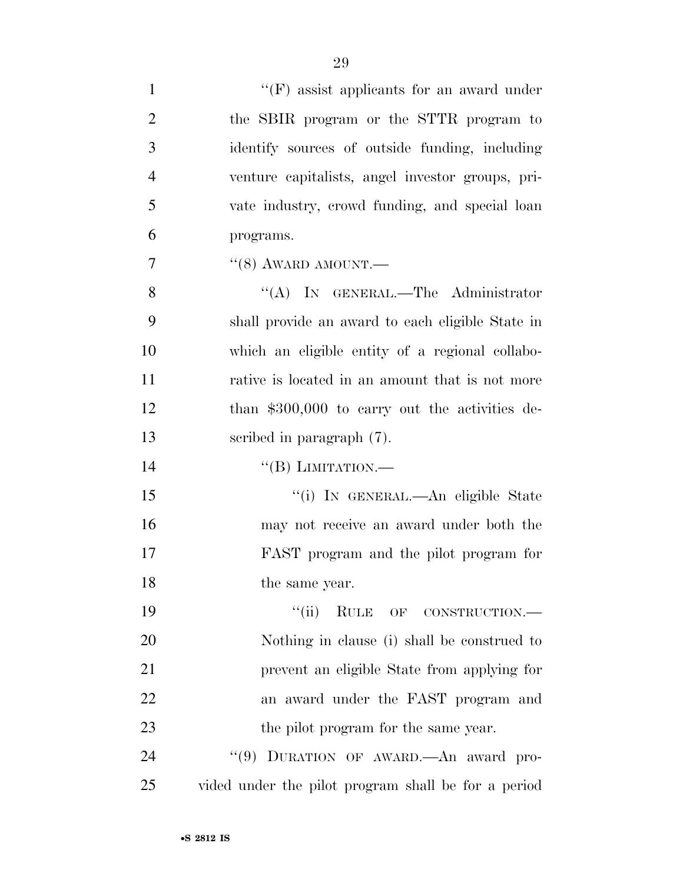''(F) assist applicants for an award under the SBIR program or the STTR program to identify sources of outside funding, including venture capitalists, angel investor groups, private industry, crowd funding, and special loan programs.

''(8) AWARD AMOUNT.—

''(A) IN GENERAL.—The Administrator shall provide an award to each eligible State in which an eligible entity of a regional collaborative is located in an amount that is not more than $300,000 to carry out the activities described in paragraph (7).

''(B) LIMITATION.—

''(i) IN GENERAL.—An eligible State may not receive an award under both the FAST program and the pilot program for the same year.

''(ii) RULE OF CONSTRUCTION.—Nothing in clause (i) shall be construed to prevent an eligible State from applying for an award under the FAST program and the pilot program for the same year.

''(9) DURATION OF AWARD.—An award provided under the pilot program shall be for a period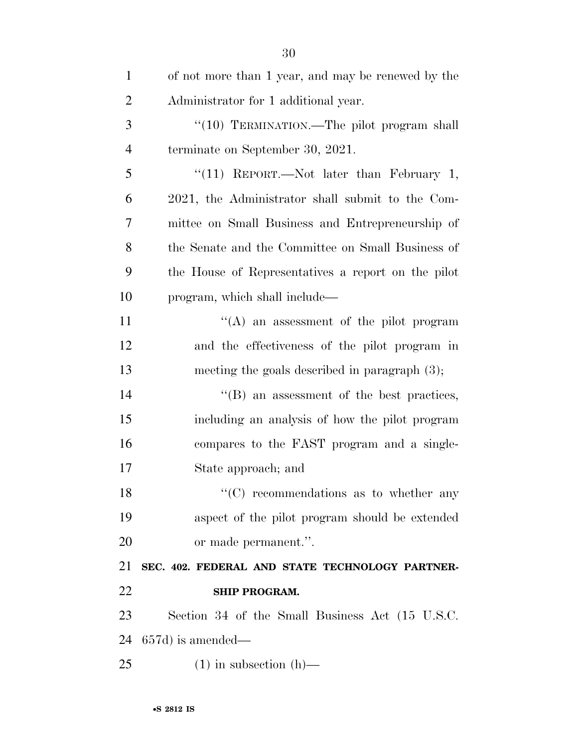of not more than 1 year, and may be renewed by the Administrator for 1 additional year.

''(10) TERMINATION.—The pilot program shall terminate on September 30, 2021.

''(11) REPORT.—Not later than February 1, 2021, the Administrator shall submit to the Committee on Small Business and Entrepreneurship of the Senate and the Committee on Small Business of the House of Representatives a report on the pilot program, which shall include—

''(A) an assessment of the pilot program and the effectiveness of the pilot program in meeting the goals described in paragraph (3);

''(B) an assessment of the best practices, including an analysis of how the pilot program compares to the FAST program and a single-State approach; and

''(C) recommendations as to whether any aspect of the pilot program should be extended or made permanent.''.

**SEC. 402. FEDERAL AND STATE TECHNOLOGY PARTNERSHIP PROGRAM.**

Section 34 of the Small Business Act (15 U.S.C. 657d) is amended—

(1) in subsection (h)—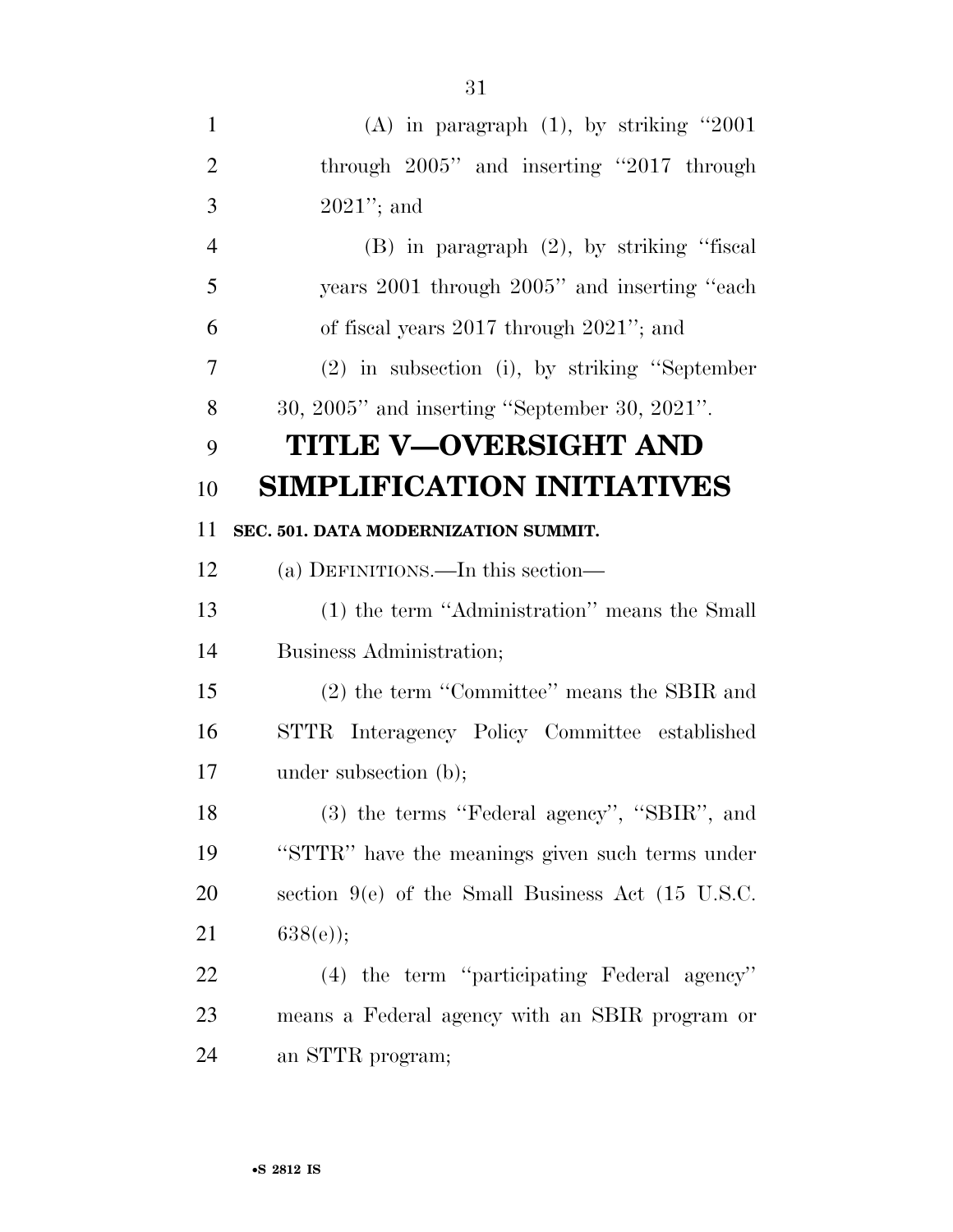(A) in paragraph (1), by striking "2001 through 2005" and inserting "2017 through 2021"; and

(B) in paragraph (2), by striking "fiscal years 2001 through 2005" and inserting "each of fiscal years 2017 through 2021"; and

(2) in subsection (i), by striking "September 30, 2005" and inserting "September 30, 2021".

# TITLE V—OVERSIGHT AND SIMPLIFICATION INITIATIVES

**SEC. 501. DATA MODERNIZATION SUMMIT.**

(a) DEFINITIONS.—In this section—

(1) the term "Administration" means the Small Business Administration;

(2) the term "Committee" means the SBIR and STTR Interagency Policy Committee established under subsection (b);

(3) the terms "Federal agency", "SBIR", and "STTR" have the meanings given such terms under section 9(e) of the Small Business Act (15 U.S.C. 638(e));

(4) the term "participating Federal agency" means a Federal agency with an SBIR program or an STTR program;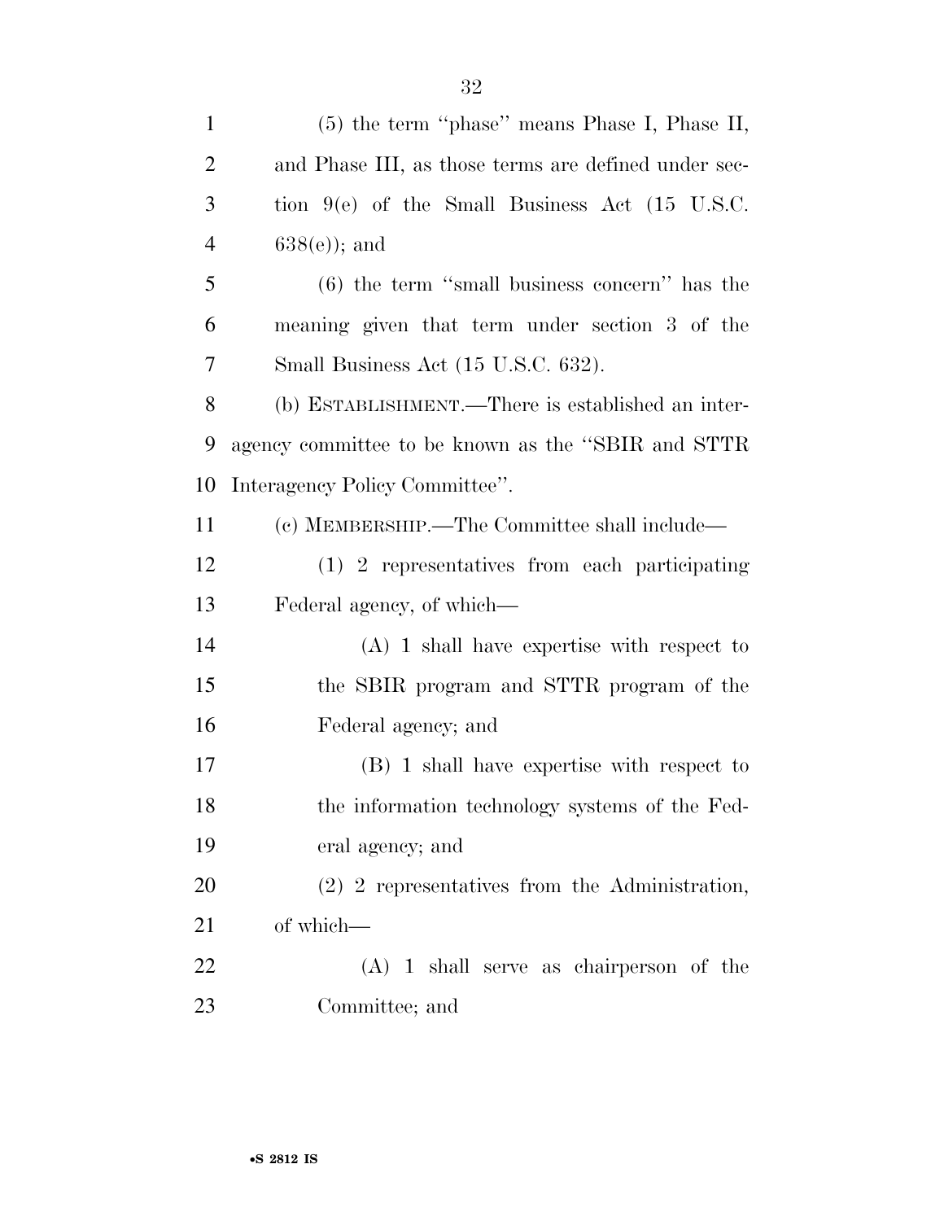(5) the term "phase" means Phase I, Phase II, and Phase III, as those terms are defined under section 9(e) of the Small Business Act (15 U.S.C. 638(e)); and

(6) the term "small business concern" has the meaning given that term under section 3 of the Small Business Act (15 U.S.C. 632).

(b) ESTABLISHMENT.—There is established an interagency committee to be known as the "SBIR and STTR Interagency Policy Committee".

(c) MEMBERSHIP.—The Committee shall include—

(1) 2 representatives from each participating Federal agency, of which—

(A) 1 shall have expertise with respect to the SBIR program and STTR program of the Federal agency; and

(B) 1 shall have expertise with respect to the information technology systems of the Federal agency; and

(2) 2 representatives from the Administration, of which—

(A) 1 shall serve as chairperson of the Committee; and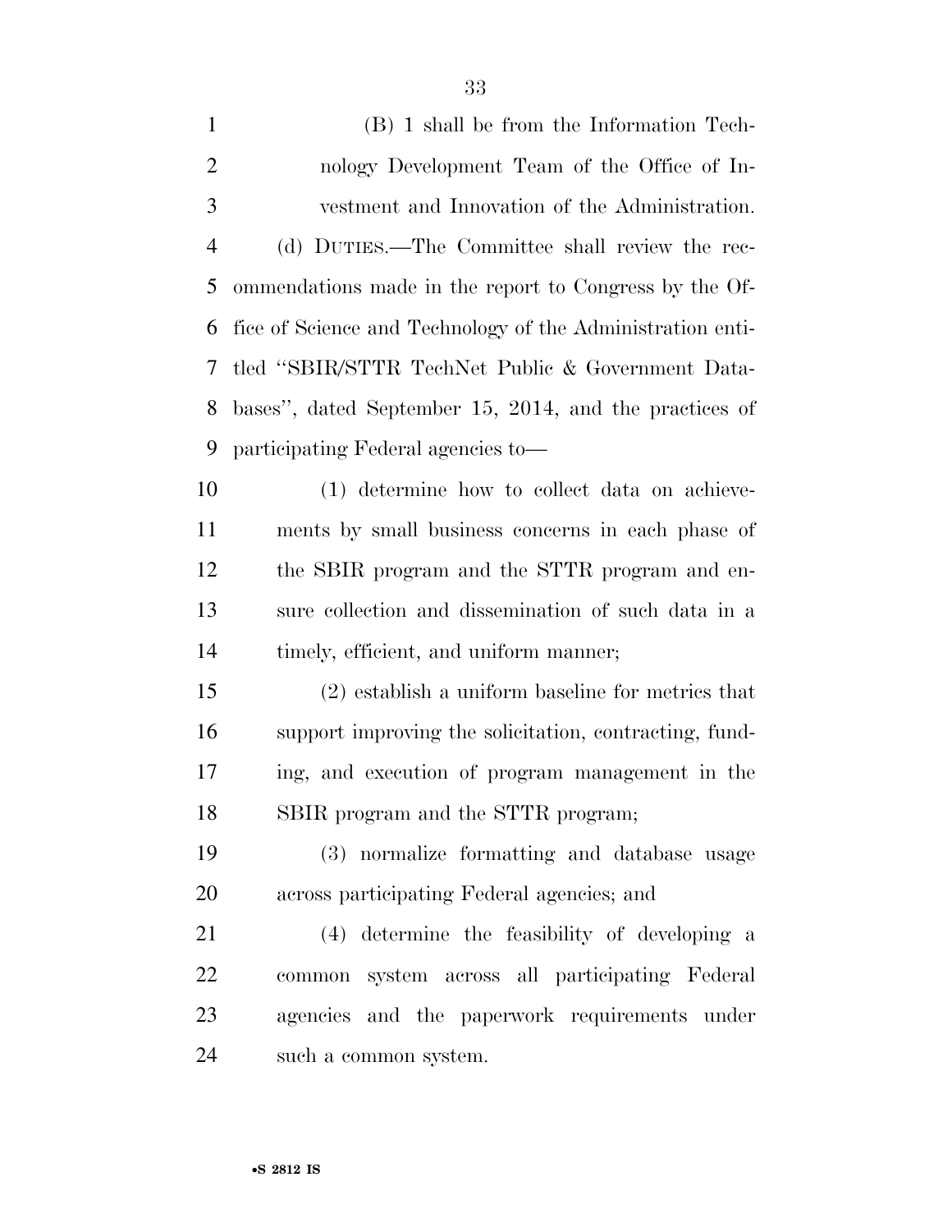(B) 1 shall be from the Information Technology Development Team of the Office of Investment and Innovation of the Administration.

(d) DUTIES.—The Committee shall review the recommendations made in the report to Congress by the Office of Science and Technology of the Administration entitled ''SBIR/STTR TechNet Public & Government Databases'', dated September 15, 2014, and the practices of participating Federal agencies to—

(1) determine how to collect data on achievements by small business concerns in each phase of the SBIR program and the STTR program and ensure collection and dissemination of such data in a timely, efficient, and uniform manner;

(2) establish a uniform baseline for metrics that support improving the solicitation, contracting, funding, and execution of program management in the SBIR program and the STTR program;

(3) normalize formatting and database usage across participating Federal agencies; and

(4) determine the feasibility of developing a common system across all participating Federal agencies and the paperwork requirements under such a common system.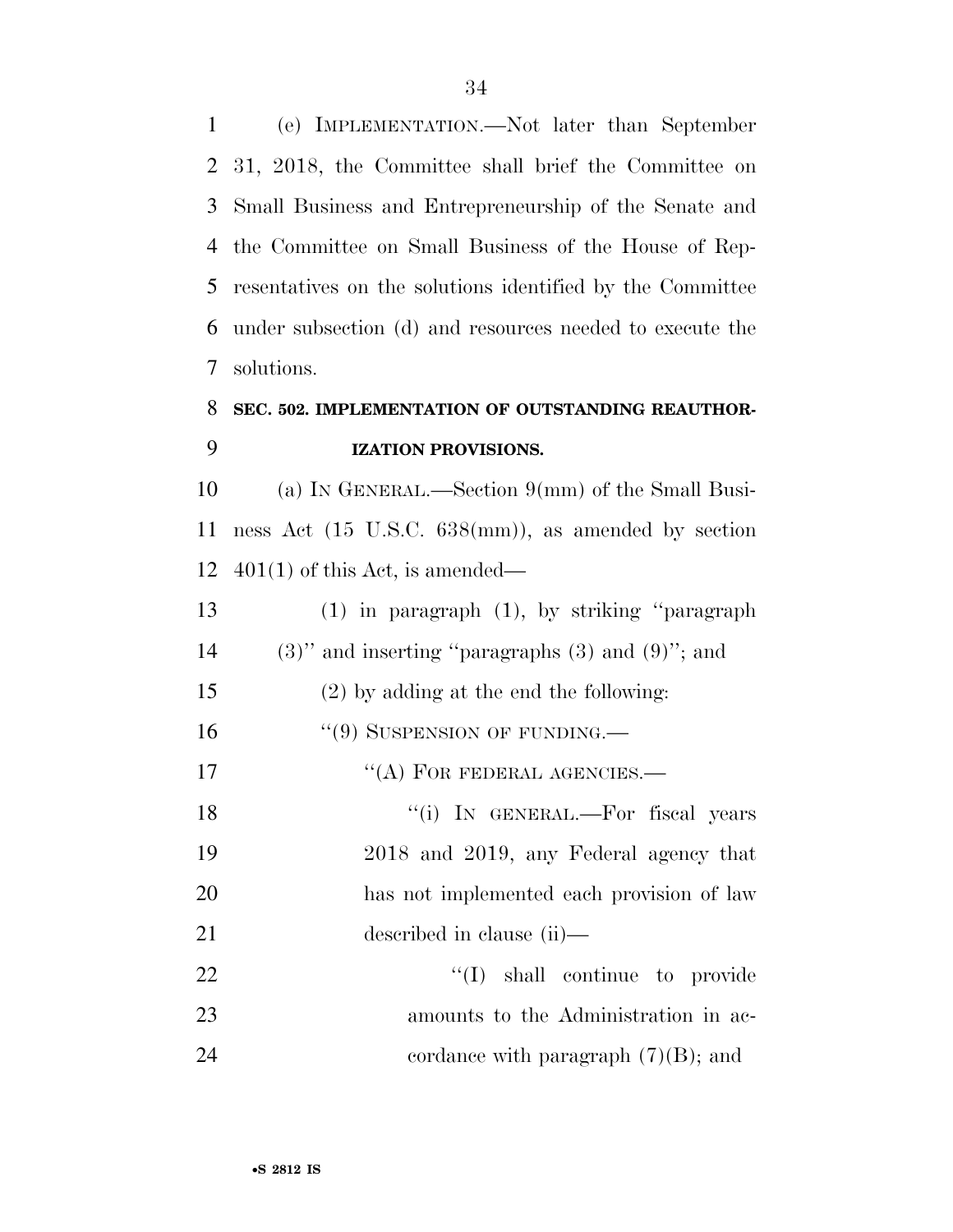(e) IMPLEMENTATION.—Not later than September 31, 2018, the Committee shall brief the Committee on Small Business and Entrepreneurship of the Senate and the Committee on Small Business of the House of Representatives on the solutions identified by the Committee under subsection (d) and resources needed to execute the solutions.

**SEC. 502. IMPLEMENTATION OF OUTSTANDING REAUTHORIZATION PROVISIONS.**

(a) IN GENERAL.—Section 9(mm) of the Small Business Act (15 U.S.C. 638(mm)), as amended by section 401(1) of this Act, is amended—

(1) in paragraph (1), by striking ''paragraph (3)'' and inserting ''paragraphs (3) and (9)''; and

(2) by adding at the end the following:

''(9) SUSPENSION OF FUNDING.—

''(A) FOR FEDERAL AGENCIES.—

''(i) IN GENERAL.—For fiscal years 2018 and 2019, any Federal agency that has not implemented each provision of law described in clause (ii)—

''(I) shall continue to provide amounts to the Administration in accordance with paragraph (7)(B); and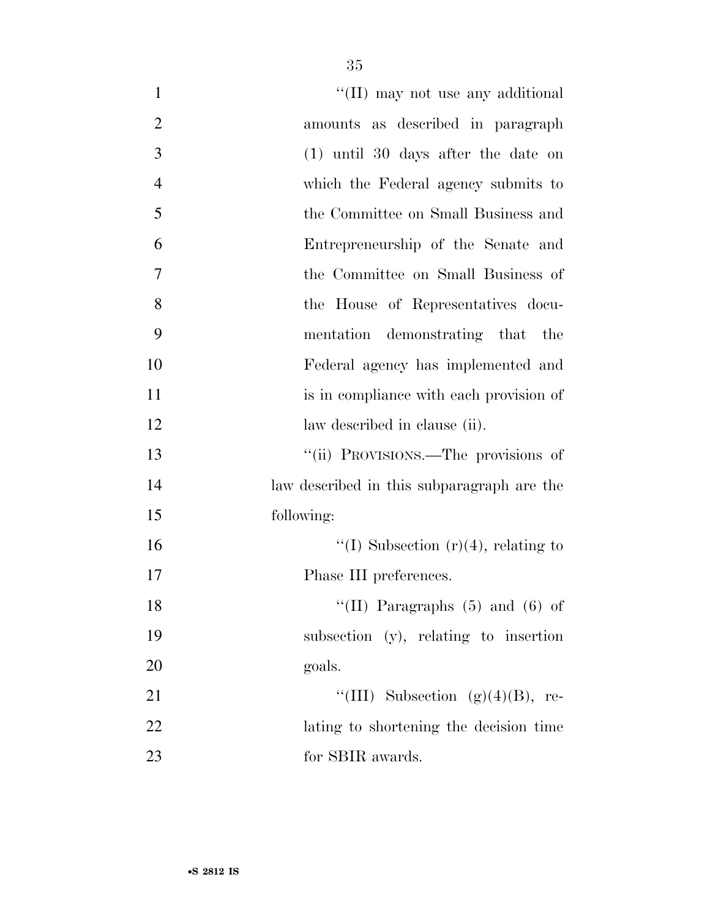"(II) may not use any additional amounts as described in paragraph (1) until 30 days after the date on which the Federal agency submits to the Committee on Small Business and Entrepreneurship of the Senate and the Committee on Small Business of the House of Representatives documentation demonstrating that the Federal agency has implemented and is in compliance with each provision of law described in clause (ii).

"(ii) PROVISIONS.—The provisions of law described in this subparagraph are the following:

"(I) Subsection (r)(4), relating to Phase III preferences.

"(II) Paragraphs (5) and (6) of subsection (y), relating to insertion goals.

"(III) Subsection (g)(4)(B), relating to shortening the decision time for SBIR awards.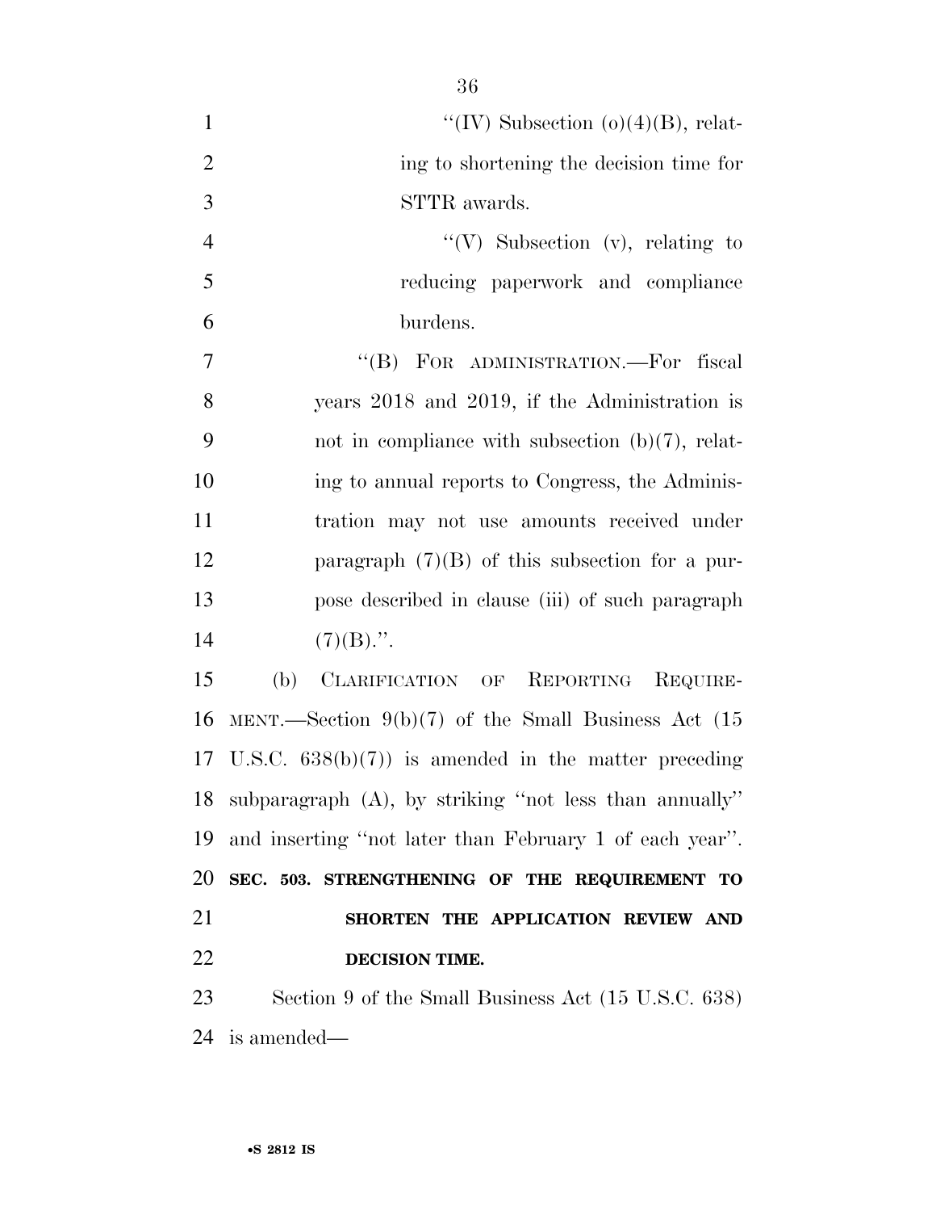"(IV) Subsection (o)(4)(B), relating to shortening the decision time for STTR awards.

"(V) Subsection (v), relating to reducing paperwork and compliance burdens.

"(B) FOR ADMINISTRATION.—For fiscal years 2018 and 2019, if the Administration is not in compliance with subsection (b)(7), relating to annual reports to Congress, the Administration may not use amounts received under paragraph (7)(B) of this subsection for a purpose described in clause (iii) of such paragraph (7)(B).".

(b) CLARIFICATION OF REPORTING REQUIREMENT.—Section 9(b)(7) of the Small Business Act (15 U.S.C. 638(b)(7)) is amended in the matter preceding subparagraph (A), by striking "not less than annually" and inserting "not later than February 1 of each year".

**SEC. 503. STRENGTHENING OF THE REQUIREMENT TO SHORTEN THE APPLICATION REVIEW AND DECISION TIME.**

Section 9 of the Small Business Act (15 U.S.C. 638) is amended—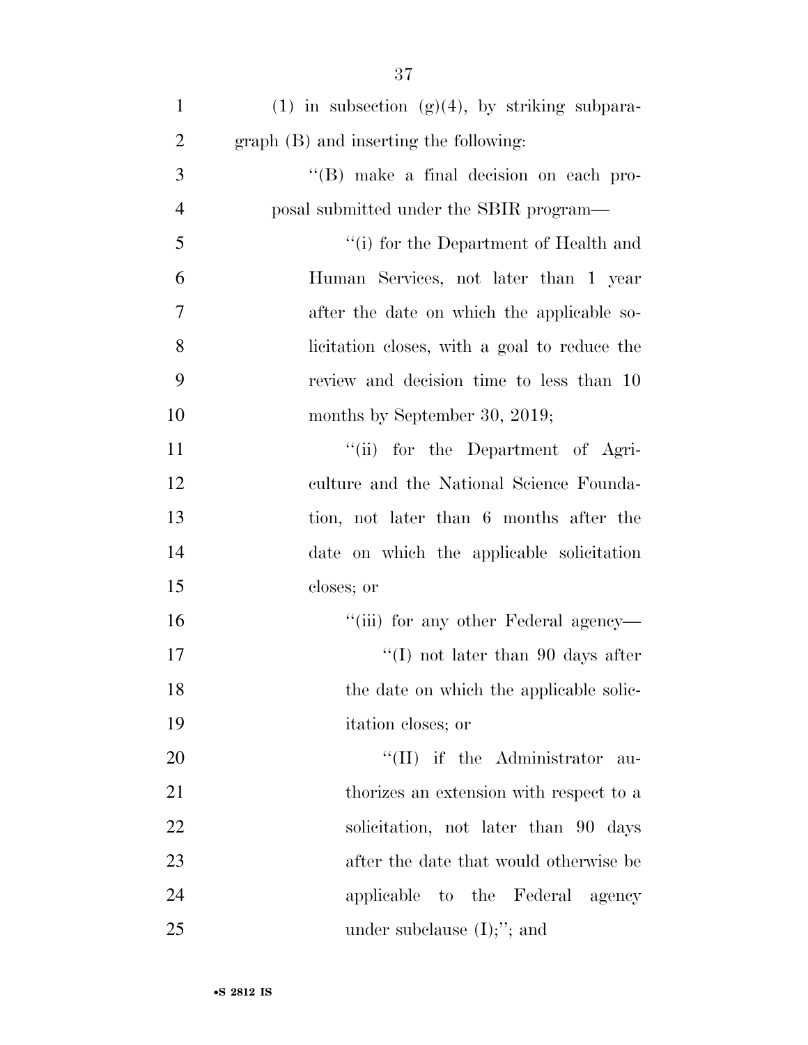(1) in subsection (g)(4), by striking subparagraph (B) and inserting the following:

"(B) make a final decision on each proposal submitted under the SBIR program—

"(i) for the Department of Health and Human Services, not later than 1 year after the date on which the applicable solicitation closes, with a goal to reduce the review and decision time to less than 10 months by September 30, 2019;

"(ii) for the Department of Agriculture and the National Science Foundation, not later than 6 months after the date on which the applicable solicitation closes; or

"(iii) for any other Federal agency—

"(I) not later than 90 days after the date on which the applicable solicitation closes; or

"(II) if the Administrator authorizes an extension with respect to a solicitation, not later than 90 days after the date that would otherwise be applicable to the Federal agency under subclause (I);"; and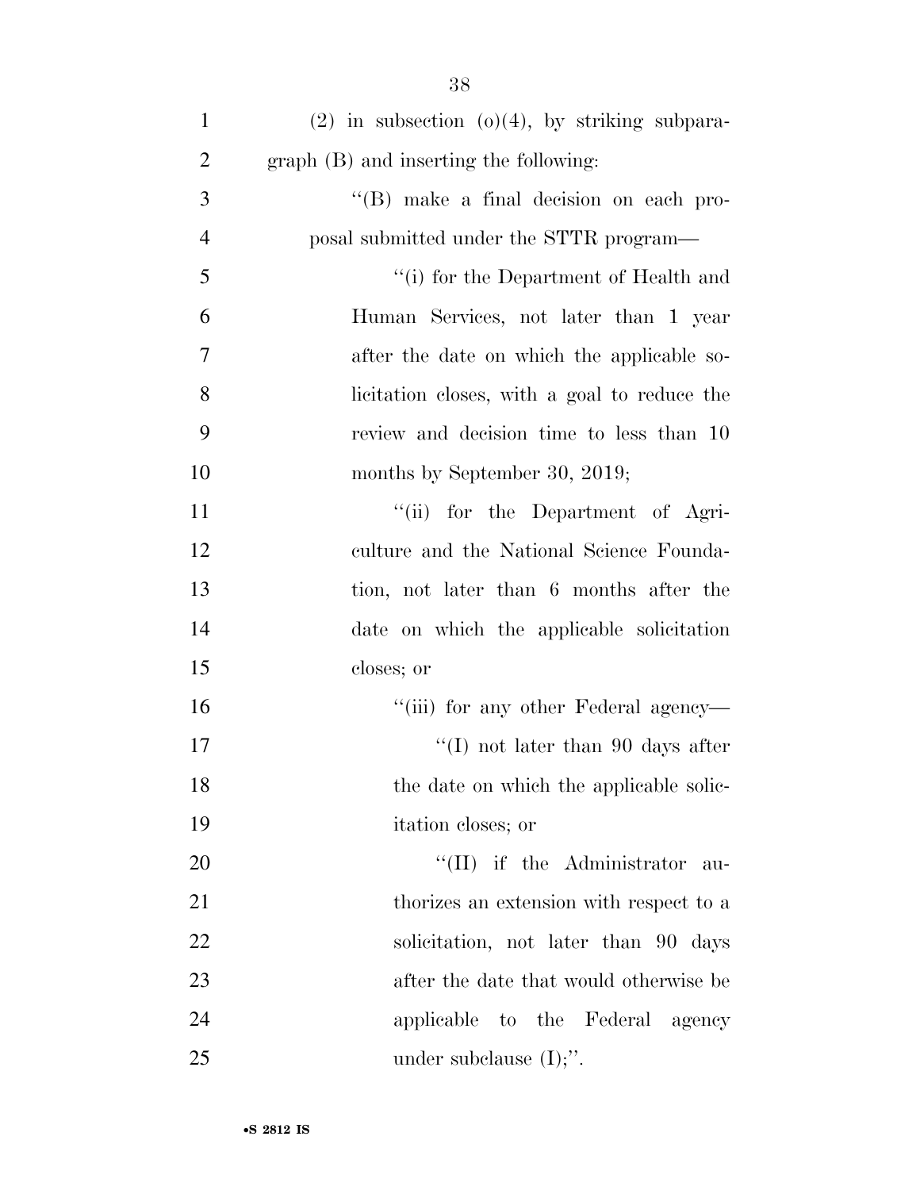(2) in subsection (o)(4), by striking subparagraph (B) and inserting the following:

''(B) make a final decision on each proposal submitted under the STTR program—

''(i) for the Department of Health and Human Services, not later than 1 year after the date on which the applicable solicitation closes, with a goal to reduce the review and decision time to less than 10 months by September 30, 2019;

''(ii) for the Department of Agriculture and the National Science Foundation, not later than 6 months after the date on which the applicable solicitation closes; or

''(iii) for any other Federal agency—

''(I) not later than 90 days after the date on which the applicable solicitation closes; or

''(II) if the Administrator authorizes an extension with respect to a solicitation, not later than 90 days after the date that would otherwise be applicable to the Federal agency under subclause (I);''.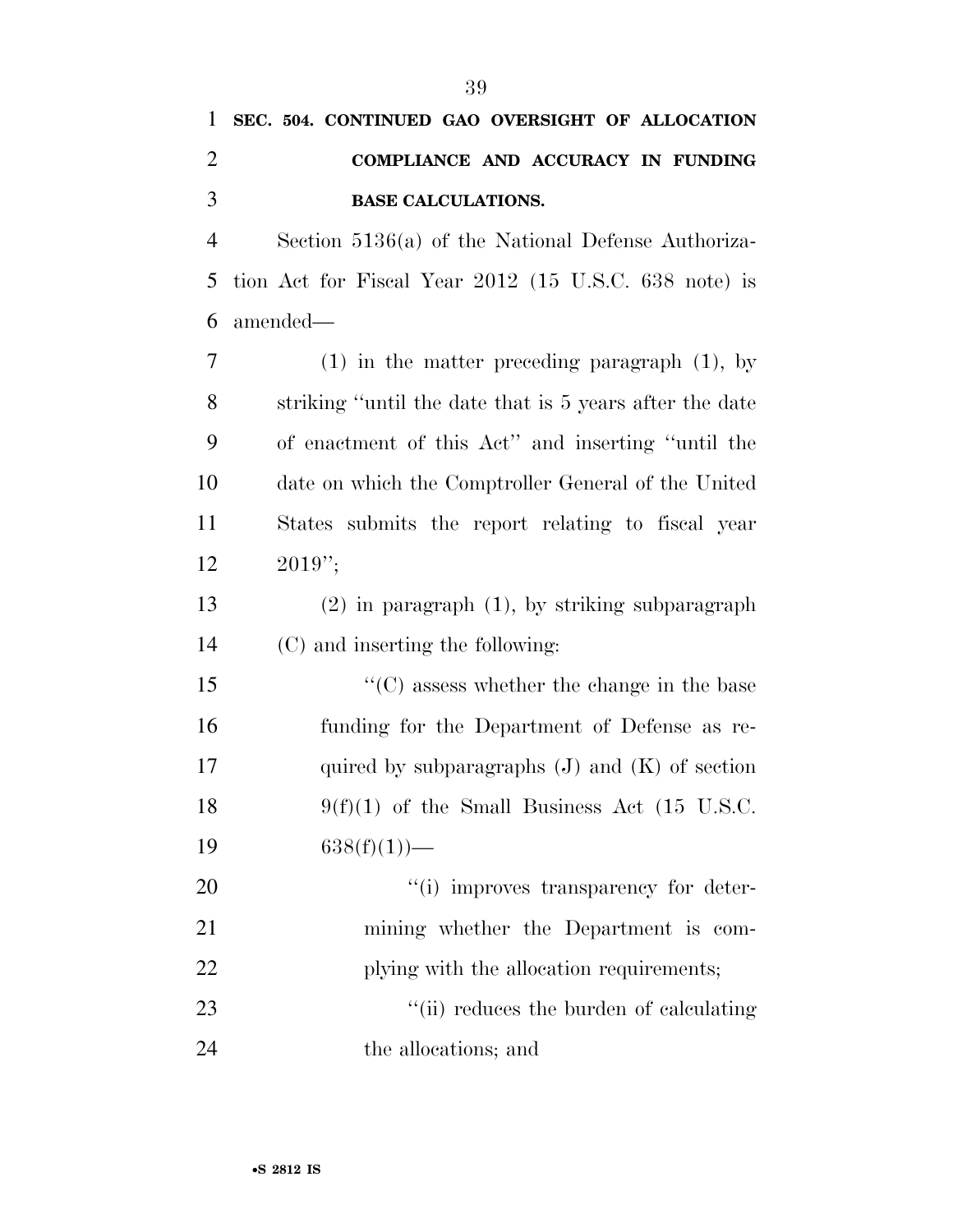**SEC. 504. CONTINUED GAO OVERSIGHT OF ALLOCATION COMPLIANCE AND ACCURACY IN FUNDING BASE CALCULATIONS.**

Section 5136(a) of the National Defense Authorization Act for Fiscal Year 2012 (15 U.S.C. 638 note) is amended—

(1) in the matter preceding paragraph (1), by striking ''until the date that is 5 years after the date of enactment of this Act'' and inserting ''until the date on which the Comptroller General of the United States submits the report relating to fiscal year 2019'';

(2) in paragraph (1), by striking subparagraph (C) and inserting the following:

''(C) assess whether the change in the base funding for the Department of Defense as required by subparagraphs (J) and (K) of section 9(f)(1) of the Small Business Act (15 U.S.C. 638(f)(1))—

''(i) improves transparency for determining whether the Department is complying with the allocation requirements;

''(ii) reduces the burden of calculating the allocations; and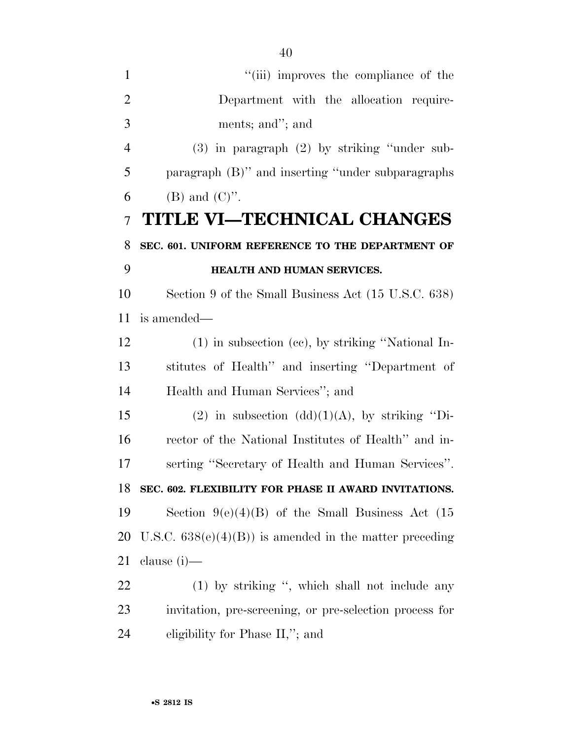"(iii) improves the compliance of the Department with the allocation requirements; and"; and

(3) in paragraph (2) by striking "under subparagraph (B)" and inserting "under subparagraphs (B) and (C)".

# TITLE VI—TECHNICAL CHANGES

### SEC. 601. UNIFORM REFERENCE TO THE DEPARTMENT OF HEALTH AND HUMAN SERVICES.

Section 9 of the Small Business Act (15 U.S.C. 638) is amended—

(1) in subsection (cc), by striking "National Institutes of Health" and inserting "Department of Health and Human Services"; and

(2) in subsection (dd)(1)(A), by striking "Director of the National Institutes of Health" and inserting "Secretary of Health and Human Services".

### SEC. 602. FLEXIBILITY FOR PHASE II AWARD INVITATIONS.

Section 9(e)(4)(B) of the Small Business Act (15 U.S.C. 638(e)(4)(B)) is amended in the matter preceding clause (i)—

(1) by striking ", which shall not include any invitation, pre-screening, or pre-selection process for eligibility for Phase II,"; and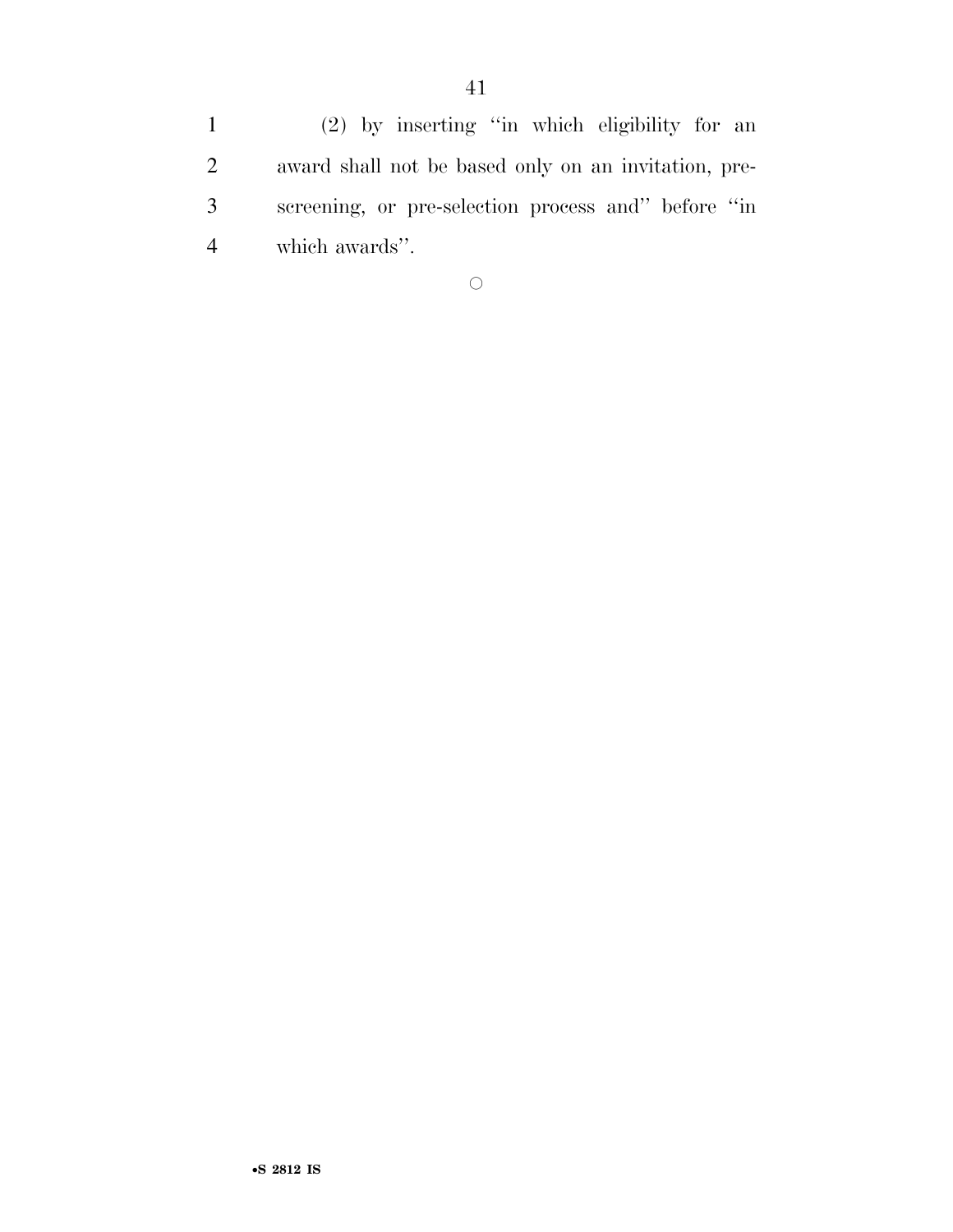(2) by inserting "in which eligibility for an award shall not be based only on an invitation, pre-screening, or pre-selection process and" before "in which awards".

○